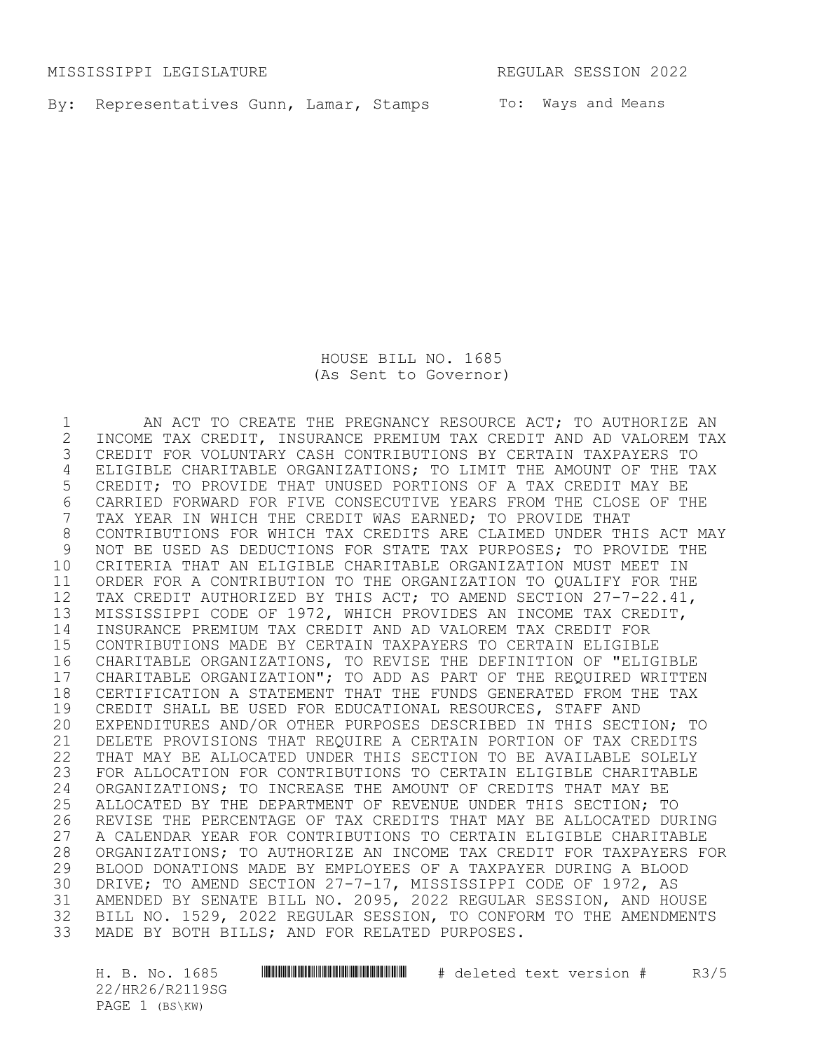MISSISSIPPI LEGISLATURE REGULAR SESSION 2022

By: Representatives Gunn, Lamar, Stamps To: Ways and Means

# HOUSE BILL NO. 1685
(As Sent to Governor)

1 AN ACT TO CREATE THE PREGNANCY RESOURCE ACT; TO AUTHORIZE AN
2 INCOME TAX CREDIT, INSURANCE PREMIUM TAX CREDIT AND AD VALOREM TAX
3 CREDIT FOR VOLUNTARY CASH CONTRIBUTIONS BY CERTAIN TAXPAYERS TO
4 ELIGIBLE CHARITABLE ORGANIZATIONS; TO LIMIT THE AMOUNT OF THE TAX
5 CREDIT; TO PROVIDE THAT UNUSED PORTIONS OF A TAX CREDIT MAY BE
6 CARRIED FORWARD FOR FIVE CONSECUTIVE YEARS FROM THE CLOSE OF THE
7 TAX YEAR IN WHICH THE CREDIT WAS EARNED; TO PROVIDE THAT
8 CONTRIBUTIONS FOR WHICH TAX CREDITS ARE CLAIMED UNDER THIS ACT MAY
9 NOT BE USED AS DEDUCTIONS FOR STATE TAX PURPOSES; TO PROVIDE THE
10 CRITERIA THAT AN ELIGIBLE CHARITABLE ORGANIZATION MUST MEET IN
11 ORDER FOR A CONTRIBUTION TO THE ORGANIZATION TO QUALIFY FOR THE
12 TAX CREDIT AUTHORIZED BY THIS ACT; TO AMEND SECTION 27-7-22.41,
13 MISSISSIPPI CODE OF 1972, WHICH PROVIDES AN INCOME TAX CREDIT,
14 INSURANCE PREMIUM TAX CREDIT AND AD VALOREM TAX CREDIT FOR
15 CONTRIBUTIONS MADE BY CERTAIN TAXPAYERS TO CERTAIN ELIGIBLE
16 CHARITABLE ORGANIZATIONS, TO REVISE THE DEFINITION OF "ELIGIBLE
17 CHARITABLE ORGANIZATION"; TO ADD AS PART OF THE REQUIRED WRITTEN
18 CERTIFICATION A STATEMENT THAT THE FUNDS GENERATED FROM THE TAX
19 CREDIT SHALL BE USED FOR EDUCATIONAL RESOURCES, STAFF AND
20 EXPENDITURES AND/OR OTHER PURPOSES DESCRIBED IN THIS SECTION; TO
21 DELETE PROVISIONS THAT REQUIRE A CERTAIN PORTION OF TAX CREDITS
22 THAT MAY BE ALLOCATED UNDER THIS SECTION TO BE AVAILABLE SOLELY
23 FOR ALLOCATION FOR CONTRIBUTIONS TO CERTAIN ELIGIBLE CHARITABLE
24 ORGANIZATIONS; TO INCREASE THE AMOUNT OF CREDITS THAT MAY BE
25 ALLOCATED BY THE DEPARTMENT OF REVENUE UNDER THIS SECTION; TO
26 REVISE THE PERCENTAGE OF TAX CREDITS THAT MAY BE ALLOCATED DURING
27 A CALENDAR YEAR FOR CONTRIBUTIONS TO CERTAIN ELIGIBLE CHARITABLE
28 ORGANIZATIONS; TO AUTHORIZE AN INCOME TAX CREDIT FOR TAXPAYERS FOR
29 BLOOD DONATIONS MADE BY EMPLOYEES OF A TAXPAYER DURING A BLOOD
30 DRIVE; TO AMEND SECTION 27-7-17, MISSISSIPPI CODE OF 1972, AS
31 AMENDED BY SENATE BILL NO. 2095, 2022 REGULAR SESSION, AND HOUSE
32 BILL NO. 1529, 2022 REGULAR SESSION, TO CONFORM TO THE AMENDMENTS
33 MADE BY BOTH BILLS; AND FOR RELATED PURPOSES.

H. B. No. 1685 # deleted text version # R3/5
22/HR26/R2119SG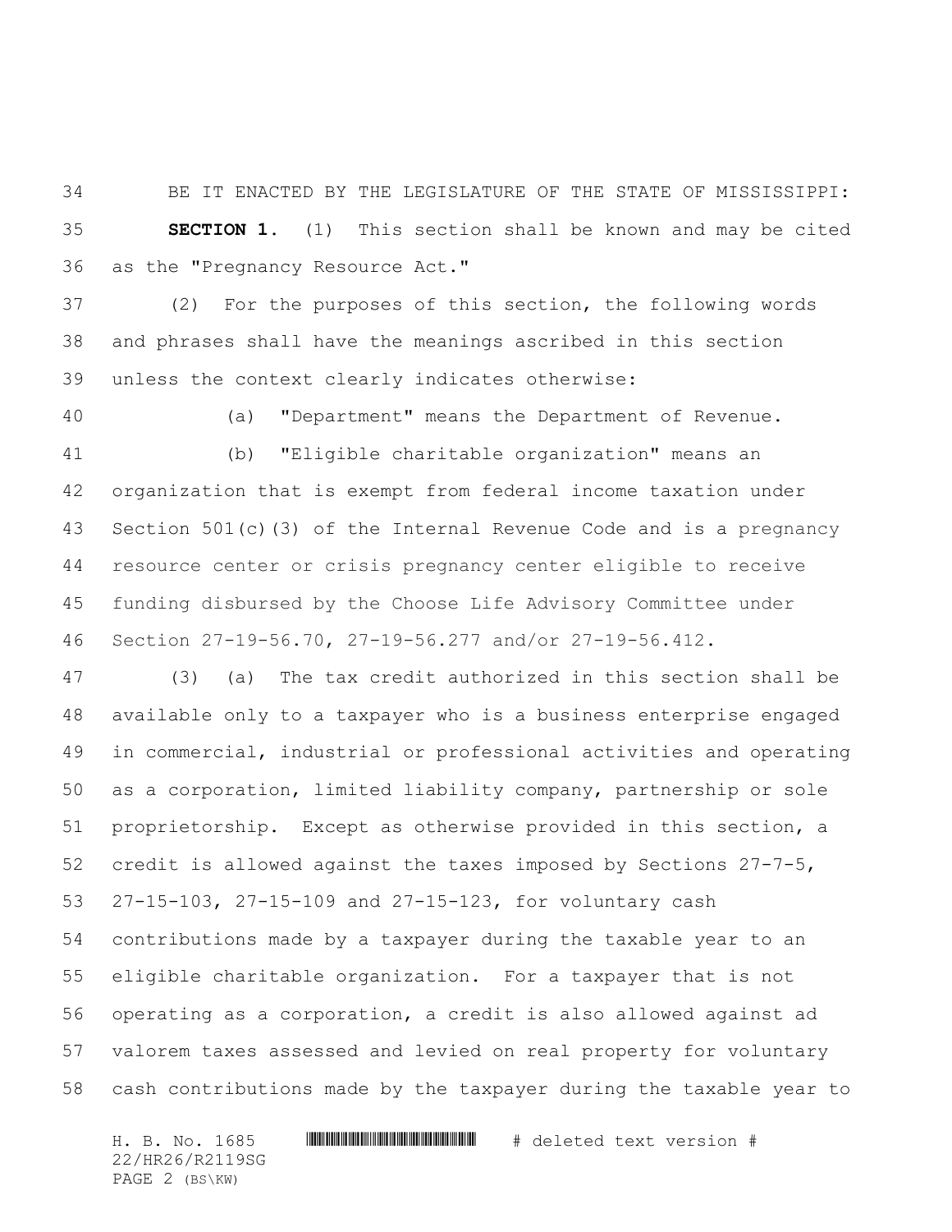BE IT ENACTED BY THE LEGISLATURE OF THE STATE OF MISSISSIPPI:

**SECTION 1.** (1) This section shall be known and may be cited as the "Pregnancy Resource Act."

(2) For the purposes of this section, the following words and phrases shall have the meanings ascribed in this section unless the context clearly indicates otherwise:

(a) "Department" means the Department of Revenue.

(b) "Eligible charitable organization" means an organization that is exempt from federal income taxation under Section 501(c)(3) of the Internal Revenue Code and is a pregnancy resource center or crisis pregnancy center eligible to receive funding disbursed by the Choose Life Advisory Committee under Section 27-19-56.70, 27-19-56.277 and/or 27-19-56.412.

(3) (a) The tax credit authorized in this section shall be available only to a taxpayer who is a business enterprise engaged in commercial, industrial or professional activities and operating as a corporation, limited liability company, partnership or sole proprietorship. Except as otherwise provided in this section, a credit is allowed against the taxes imposed by Sections 27-7-5, 27-15-103, 27-15-109 and 27-15-123, for voluntary cash contributions made by a taxpayer during the taxable year to an eligible charitable organization. For a taxpayer that is not operating as a corporation, a credit is also allowed against ad valorem taxes assessed and levied on real property for voluntary cash contributions made by the taxpayer during the taxable year to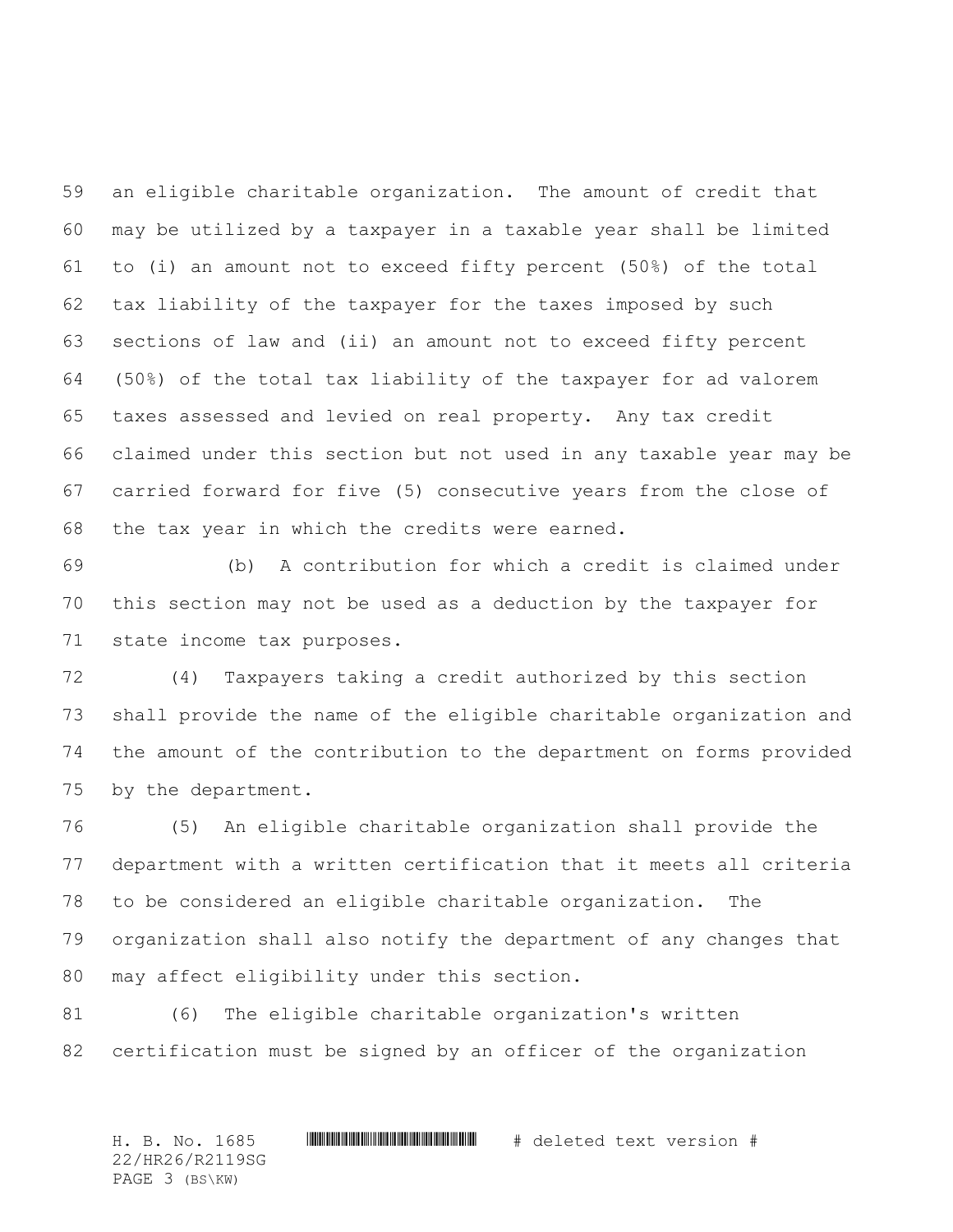an eligible charitable organization. The amount of credit that may be utilized by a taxpayer in a taxable year shall be limited to (i) an amount not to exceed fifty percent (50%) of the total tax liability of the taxpayer for the taxes imposed by such sections of law and (ii) an amount not to exceed fifty percent (50%) of the total tax liability of the taxpayer for ad valorem taxes assessed and levied on real property. Any tax credit claimed under this section but not used in any taxable year may be carried forward for five (5) consecutive years from the close of the tax year in which the credits were earned.

(b) A contribution for which a credit is claimed under this section may not be used as a deduction by the taxpayer for state income tax purposes.

(4) Taxpayers taking a credit authorized by this section shall provide the name of the eligible charitable organization and the amount of the contribution to the department on forms provided by the department.

(5) An eligible charitable organization shall provide the department with a written certification that it meets all criteria to be considered an eligible charitable organization. The organization shall also notify the department of any changes that may affect eligibility under this section.

(6) The eligible charitable organization's written certification must be signed by an officer of the organization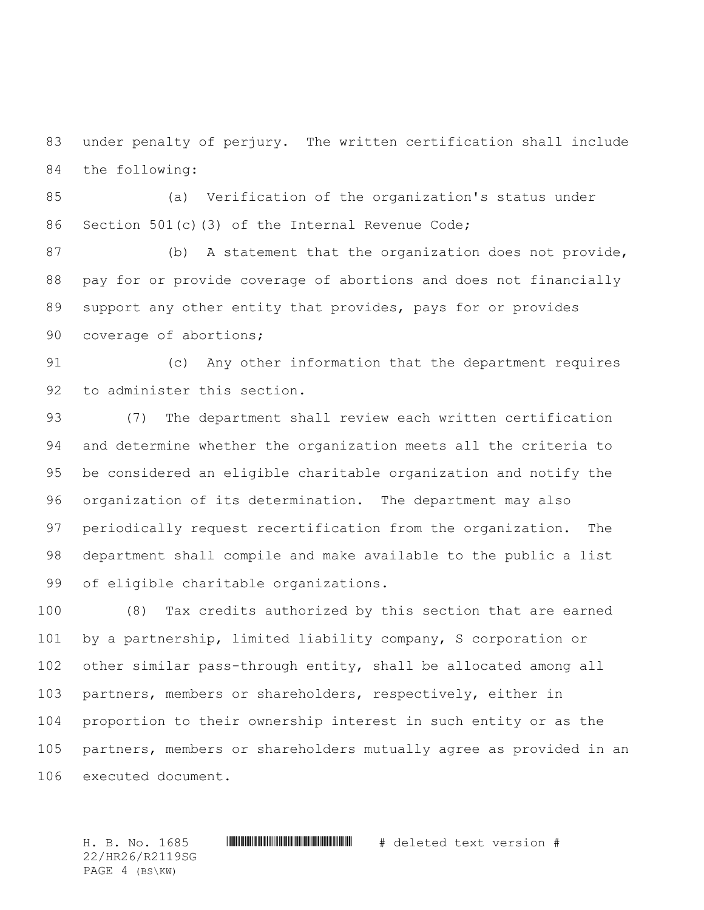under penalty of perjury. The written certification shall include the following:

(a) Verification of the organization's status under Section 501(c)(3) of the Internal Revenue Code;

(b) A statement that the organization does not provide, pay for or provide coverage of abortions and does not financially support any other entity that provides, pays for or provides coverage of abortions;

(c) Any other information that the department requires to administer this section.

(7) The department shall review each written certification and determine whether the organization meets all the criteria to be considered an eligible charitable organization and notify the organization of its determination. The department may also periodically request recertification from the organization. The department shall compile and make available to the public a list of eligible charitable organizations.

(8) Tax credits authorized by this section that are earned by a partnership, limited liability company, S corporation or other similar pass-through entity, shall be allocated among all partners, members or shareholders, respectively, either in proportion to their ownership interest in such entity or as the partners, members or shareholders mutually agree as provided in an executed document.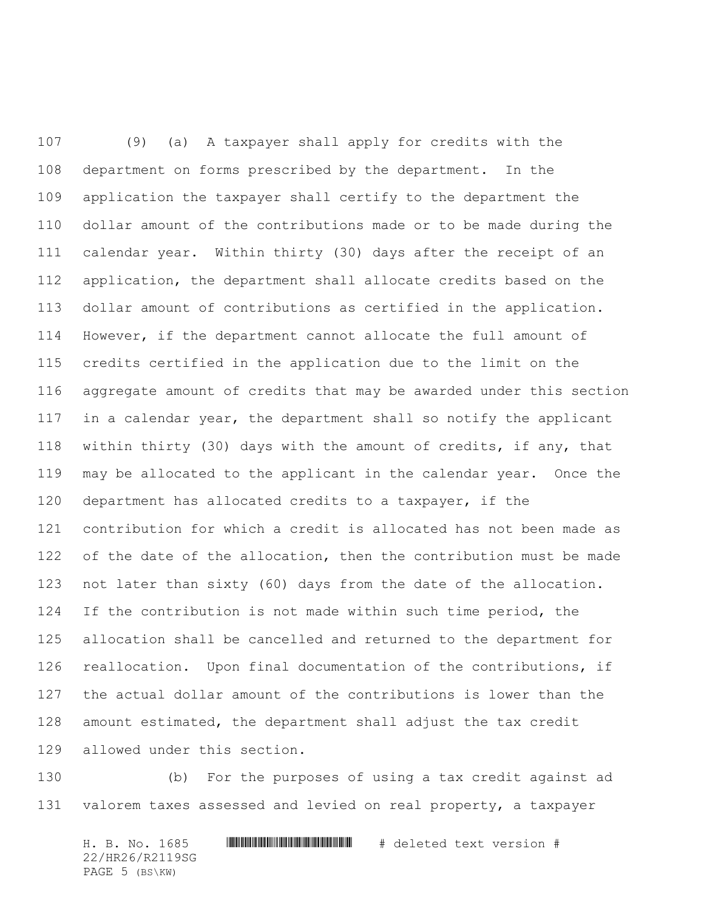(9) (a) A taxpayer shall apply for credits with the department on forms prescribed by the department. In the application the taxpayer shall certify to the department the dollar amount of the contributions made or to be made during the calendar year. Within thirty (30) days after the receipt of an application, the department shall allocate credits based on the dollar amount of contributions as certified in the application. However, if the department cannot allocate the full amount of credits certified in the application due to the limit on the aggregate amount of credits that may be awarded under this section in a calendar year, the department shall so notify the applicant within thirty (30) days with the amount of credits, if any, that may be allocated to the applicant in the calendar year. Once the department has allocated credits to a taxpayer, if the contribution for which a credit is allocated has not been made as of the date of the allocation, then the contribution must be made not later than sixty (60) days from the date of the allocation. If the contribution is not made within such time period, the allocation shall be cancelled and returned to the department for reallocation. Upon final documentation of the contributions, if the actual dollar amount of the contributions is lower than the amount estimated, the department shall adjust the tax credit allowed under this section.

(b) For the purposes of using a tax credit against ad valorem taxes assessed and levied on real property, a taxpayer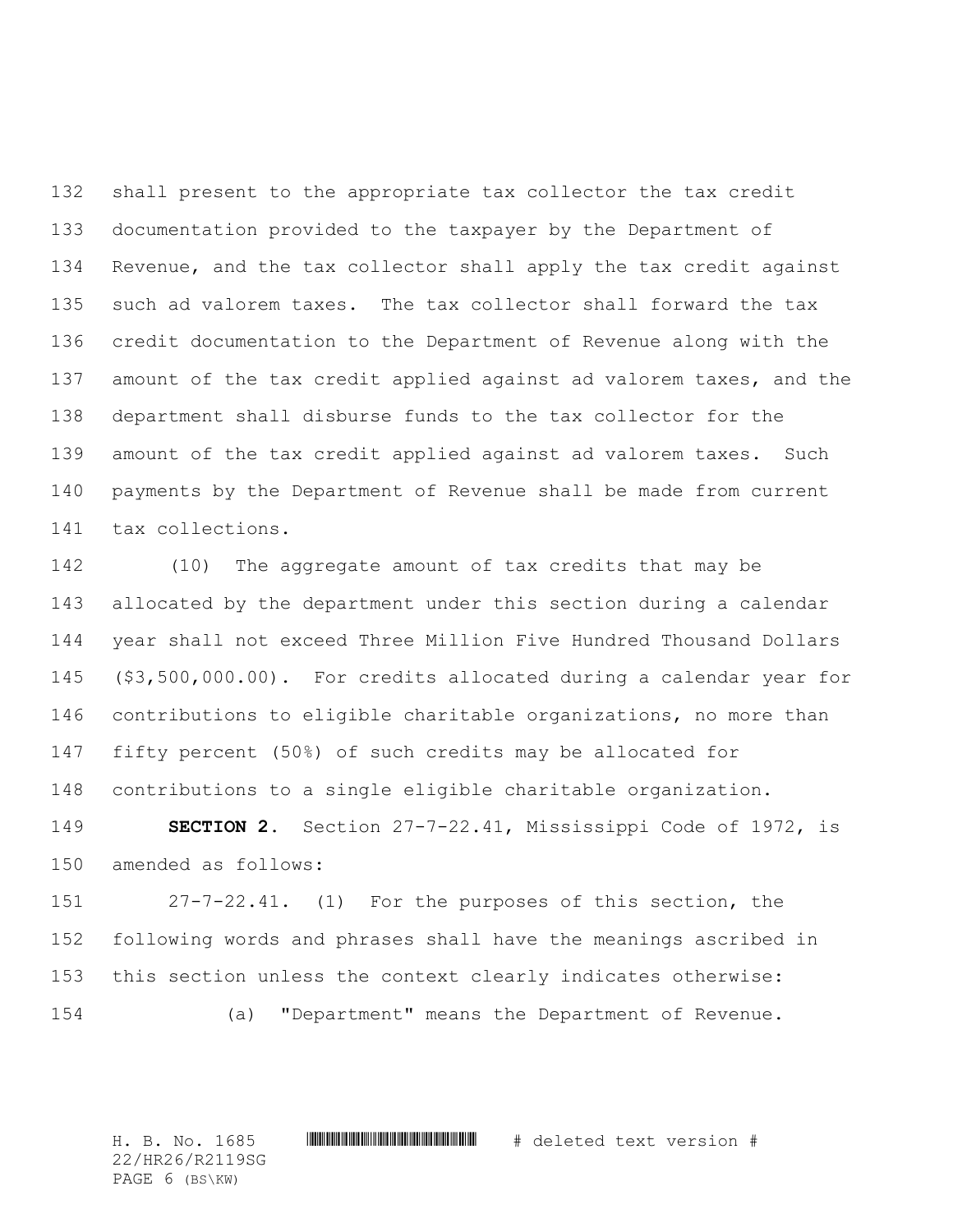shall present to the appropriate tax collector the tax credit documentation provided to the taxpayer by the Department of Revenue, and the tax collector shall apply the tax credit against such ad valorem taxes. The tax collector shall forward the tax credit documentation to the Department of Revenue along with the amount of the tax credit applied against ad valorem taxes, and the department shall disburse funds to the tax collector for the amount of the tax credit applied against ad valorem taxes. Such payments by the Department of Revenue shall be made from current tax collections.

(10) The aggregate amount of tax credits that may be allocated by the department under this section during a calendar year shall not exceed Three Million Five Hundred Thousand Dollars ($3,500,000.00). For credits allocated during a calendar year for contributions to eligible charitable organizations, no more than fifty percent (50%) of such credits may be allocated for contributions to a single eligible charitable organization.

**SECTION 2.** Section 27-7-22.41, Mississippi Code of 1972, is amended as follows:

27-7-22.41. (1) For the purposes of this section, the following words and phrases shall have the meanings ascribed in this section unless the context clearly indicates otherwise:

(a) "Department" means the Department of Revenue.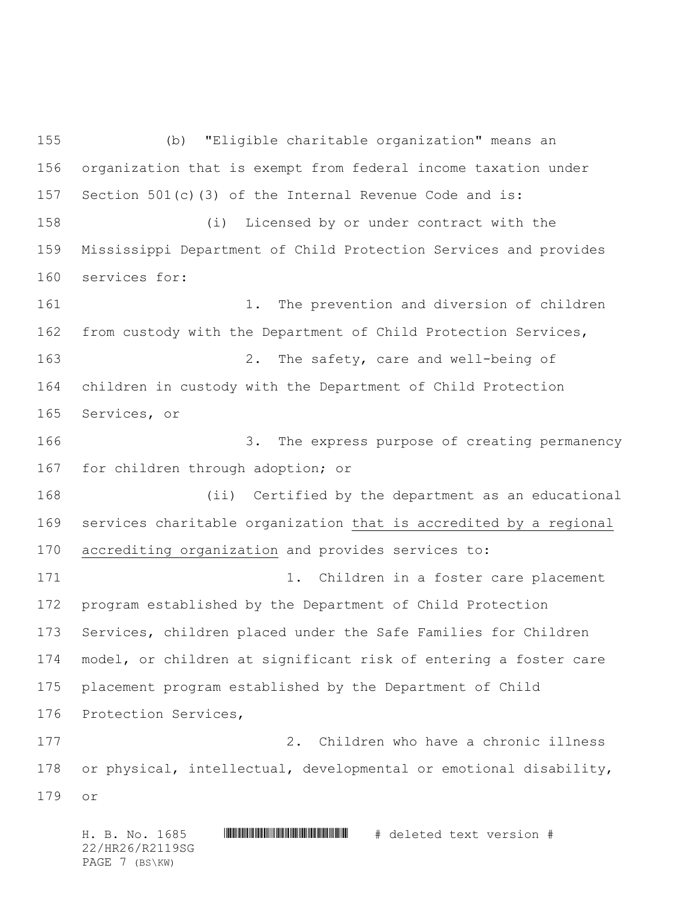(b) "Eligible charitable organization" means an organization that is exempt from federal income taxation under Section 501(c)(3) of the Internal Revenue Code and is:

(i) Licensed by or under contract with the Mississippi Department of Child Protection Services and provides services for:

1. The prevention and diversion of children from custody with the Department of Child Protection Services,

2. The safety, care and well-being of children in custody with the Department of Child Protection Services, or

3. The express purpose of creating permanency for children through adoption; or

(ii) Certified by the department as an educational services charitable organization <u>that is accredited by a regional accrediting organization</u> and provides services to:

1. Children in a foster care placement program established by the Department of Child Protection Services, children placed under the Safe Families for Children model, or children at significant risk of entering a foster care placement program established by the Department of Child Protection Services,

2. Children who have a chronic illness or physical, intellectual, developmental or emotional disability, or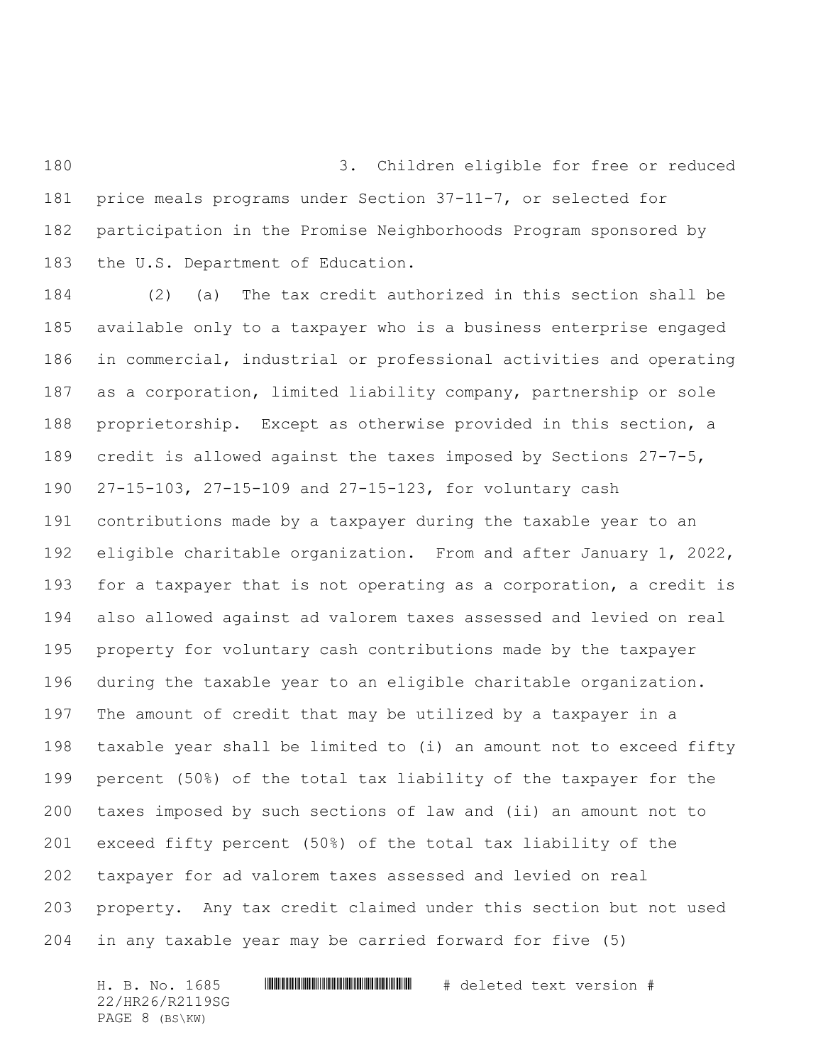3. Children eligible for free or reduced price meals programs under Section 37-11-7, or selected for participation in the Promise Neighborhoods Program sponsored by the U.S. Department of Education.

(2) (a) The tax credit authorized in this section shall be available only to a taxpayer who is a business enterprise engaged in commercial, industrial or professional activities and operating as a corporation, limited liability company, partnership or sole proprietorship. Except as otherwise provided in this section, a credit is allowed against the taxes imposed by Sections 27-7-5, 27-15-103, 27-15-109 and 27-15-123, for voluntary cash contributions made by a taxpayer during the taxable year to an eligible charitable organization. From and after January 1, 2022, for a taxpayer that is not operating as a corporation, a credit is also allowed against ad valorem taxes assessed and levied on real property for voluntary cash contributions made by the taxpayer during the taxable year to an eligible charitable organization. The amount of credit that may be utilized by a taxpayer in a taxable year shall be limited to (i) an amount not to exceed fifty percent (50%) of the total tax liability of the taxpayer for the taxes imposed by such sections of law and (ii) an amount not to exceed fifty percent (50%) of the total tax liability of the taxpayer for ad valorem taxes assessed and levied on real property. Any tax credit claimed under this section but not used in any taxable year may be carried forward for five (5)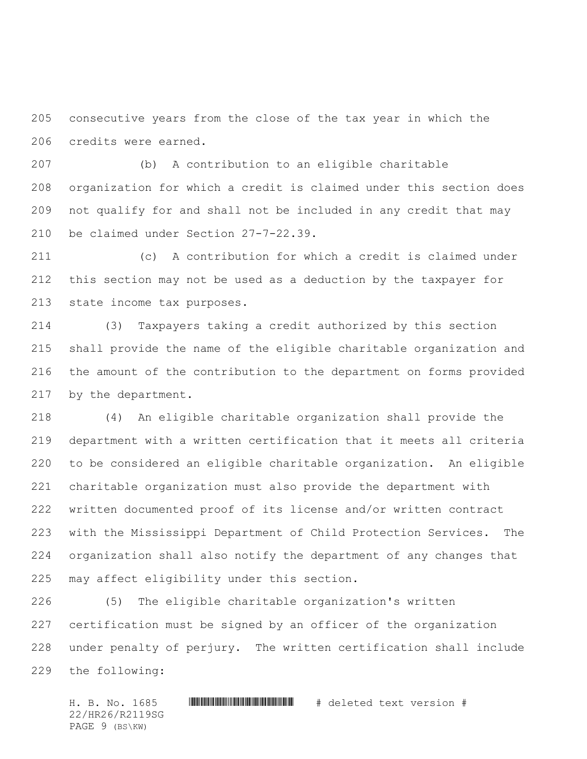consecutive years from the close of the tax year in which the credits were earned.

(b) A contribution to an eligible charitable organization for which a credit is claimed under this section does not qualify for and shall not be included in any credit that may be claimed under Section 27-7-22.39.

(c) A contribution for which a credit is claimed under this section may not be used as a deduction by the taxpayer for state income tax purposes.

(3) Taxpayers taking a credit authorized by this section shall provide the name of the eligible charitable organization and the amount of the contribution to the department on forms provided by the department.

(4) An eligible charitable organization shall provide the department with a written certification that it meets all criteria to be considered an eligible charitable organization. An eligible charitable organization must also provide the department with written documented proof of its license and/or written contract with the Mississippi Department of Child Protection Services. The organization shall also notify the department of any changes that may affect eligibility under this section.

(5) The eligible charitable organization's written certification must be signed by an officer of the organization under penalty of perjury. The written certification shall include the following: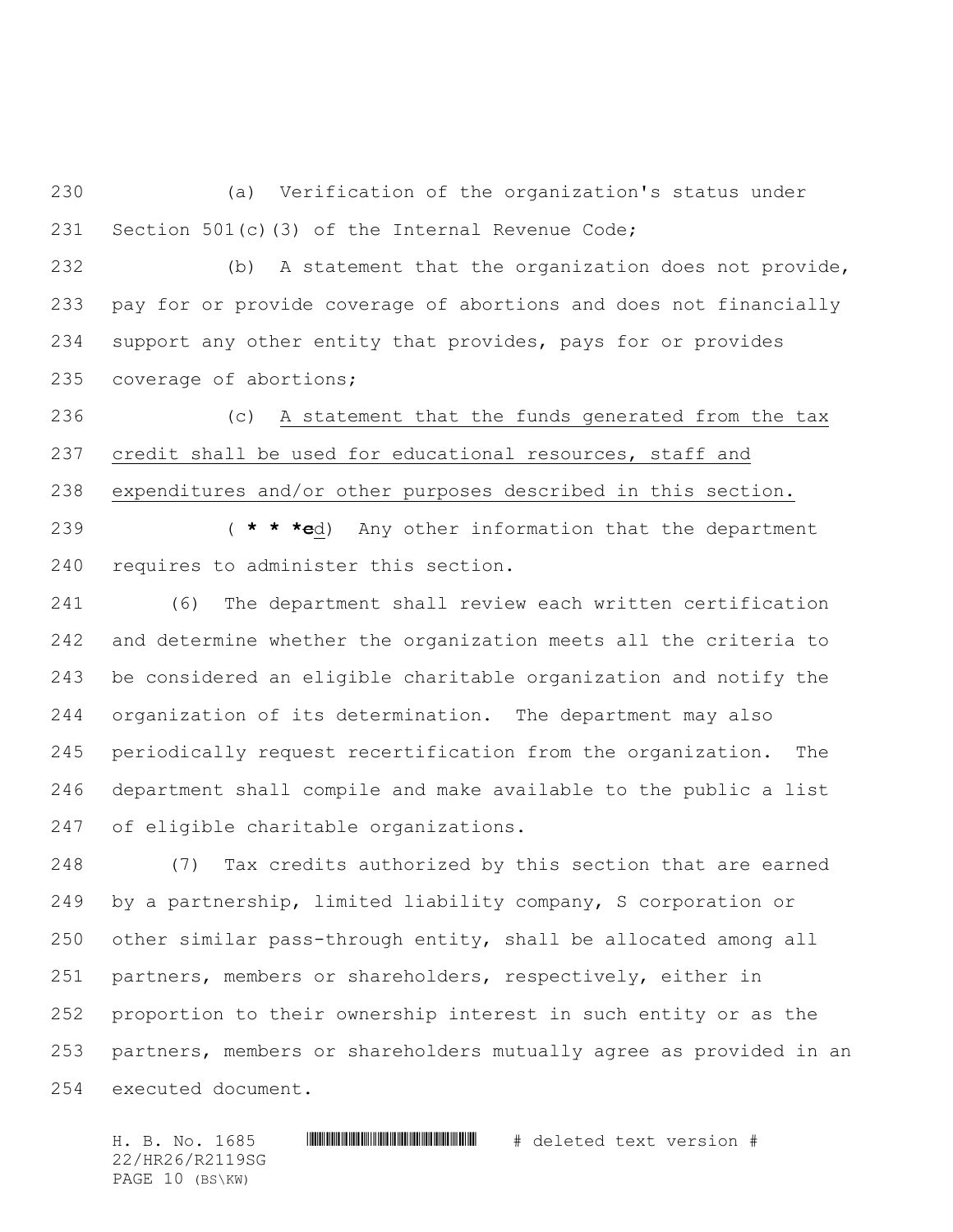(a) Verification of the organization's status under Section 501(c)(3) of the Internal Revenue Code;

(b) A statement that the organization does not provide, pay for or provide coverage of abortions and does not financially support any other entity that provides, pays for or provides coverage of abortions;

(c) <u>A statement that the funds generated from the tax credit shall be used for educational resources, staff and expenditures and/or other purposes described in this section.</u>

( *** **c**<u>d</u>) Any other information that the department requires to administer this section.

(6) The department shall review each written certification and determine whether the organization meets all the criteria to be considered an eligible charitable organization and notify the organization of its determination. The department may also periodically request recertification from the organization. The department shall compile and make available to the public a list of eligible charitable organizations.

(7) Tax credits authorized by this section that are earned by a partnership, limited liability company, S corporation or other similar pass-through entity, shall be allocated among all partners, members or shareholders, respectively, either in proportion to their ownership interest in such entity or as the partners, members or shareholders mutually agree as provided in an executed document.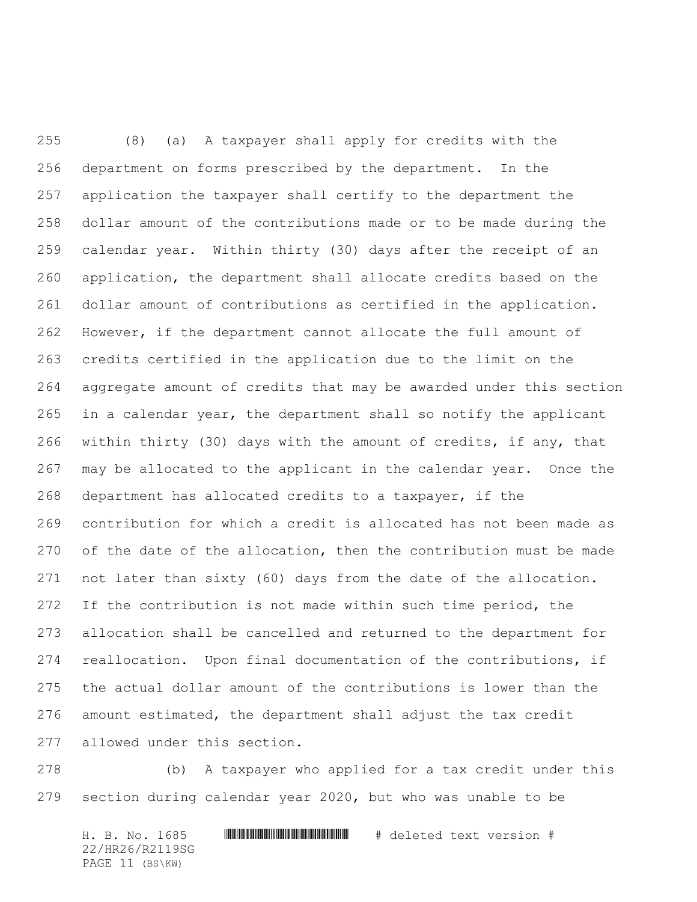(8) (a) A taxpayer shall apply for credits with the department on forms prescribed by the department. In the application the taxpayer shall certify to the department the dollar amount of the contributions made or to be made during the calendar year. Within thirty (30) days after the receipt of an application, the department shall allocate credits based on the dollar amount of contributions as certified in the application. However, if the department cannot allocate the full amount of credits certified in the application due to the limit on the aggregate amount of credits that may be awarded under this section in a calendar year, the department shall so notify the applicant within thirty (30) days with the amount of credits, if any, that may be allocated to the applicant in the calendar year. Once the department has allocated credits to a taxpayer, if the contribution for which a credit is allocated has not been made as of the date of the allocation, then the contribution must be made not later than sixty (60) days from the date of the allocation. If the contribution is not made within such time period, the allocation shall be cancelled and returned to the department for reallocation. Upon final documentation of the contributions, if the actual dollar amount of the contributions is lower than the amount estimated, the department shall adjust the tax credit allowed under this section.

(b) A taxpayer who applied for a tax credit under this section during calendar year 2020, but who was unable to be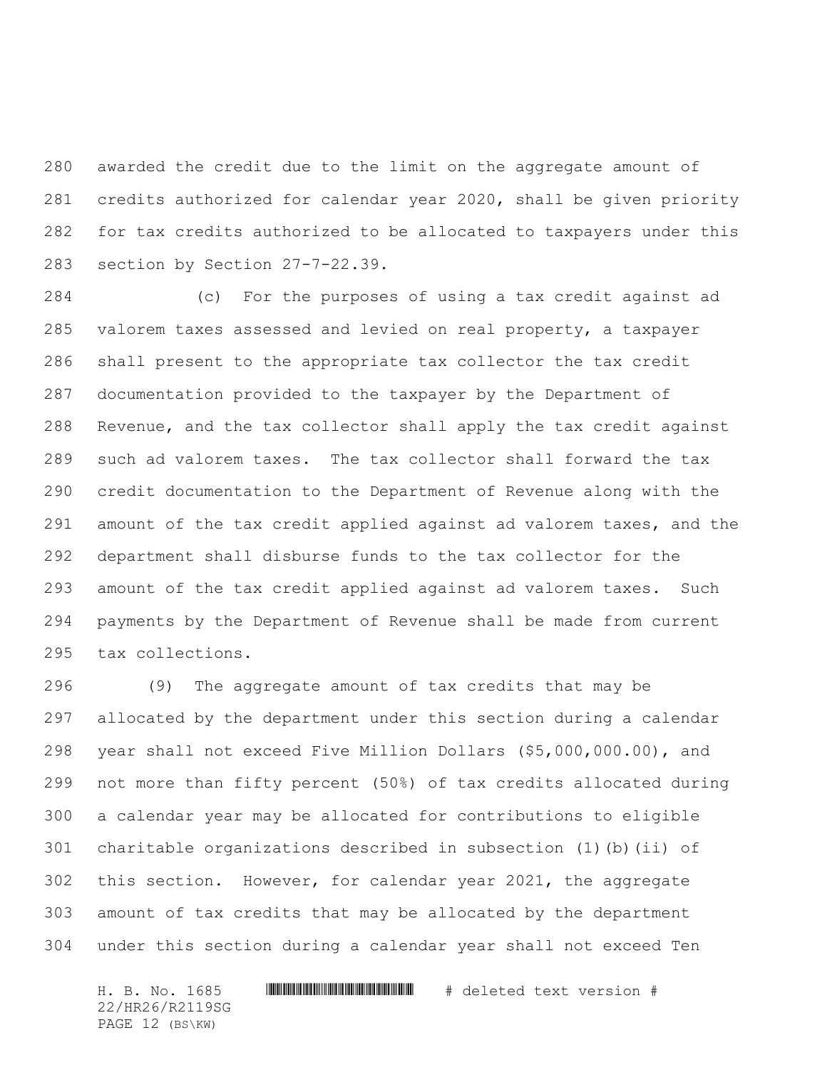awarded the credit due to the limit on the aggregate amount of credits authorized for calendar year 2020, shall be given priority for tax credits authorized to be allocated to taxpayers under this section by Section 27-7-22.39.

(c) For the purposes of using a tax credit against ad valorem taxes assessed and levied on real property, a taxpayer shall present to the appropriate tax collector the tax credit documentation provided to the taxpayer by the Department of Revenue, and the tax collector shall apply the tax credit against such ad valorem taxes. The tax collector shall forward the tax credit documentation to the Department of Revenue along with the amount of the tax credit applied against ad valorem taxes, and the department shall disburse funds to the tax collector for the amount of the tax credit applied against ad valorem taxes. Such payments by the Department of Revenue shall be made from current tax collections.

(9) The aggregate amount of tax credits that may be allocated by the department under this section during a calendar year shall not exceed Five Million Dollars ($5,000,000.00), and not more than fifty percent (50%) of tax credits allocated during a calendar year may be allocated for contributions to eligible charitable organizations described in subsection (1)(b)(ii) of this section. However, for calendar year 2021, the aggregate amount of tax credits that may be allocated by the department under this section during a calendar year shall not exceed Ten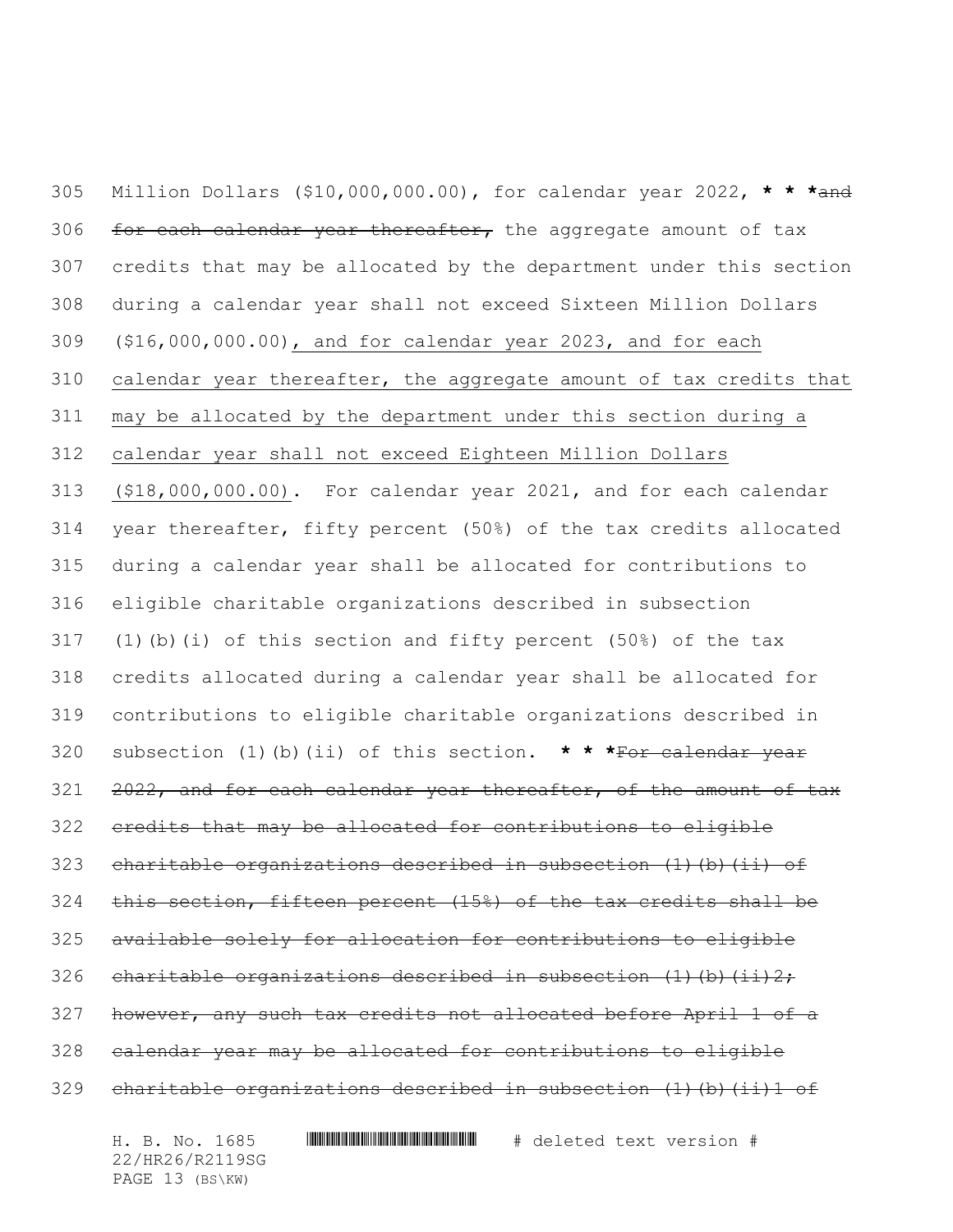305 Million Dollars ($10,000,000.00), for calendar year 2022, * * * ~~and~~
306 ~~for each calendar year thereafter,~~ the aggregate amount of tax
307 credits that may be allocated by the department under this section
308 during a calendar year shall not exceed Sixteen Million Dollars
309 ($16,000,000.00)<u>, and for calendar year 2023, and for each</u>
310 <u>calendar year thereafter, the aggregate amount of tax credits that</u>
311 <u>may be allocated by the department under this section during a</u>
312 <u>calendar year shall not exceed Eighteen Million Dollars</u>
313 <u>($18,000,000.00)</u>. For calendar year 2021, and for each calendar
314 year thereafter, fifty percent (50%) of the tax credits allocated
315 during a calendar year shall be allocated for contributions to
316 eligible charitable organizations described in subsection
317 (1)(b)(i) of this section and fifty percent (50%) of the tax
318 credits allocated during a calendar year shall be allocated for
319 contributions to eligible charitable organizations described in
320 subsection (1)(b)(ii) of this section. * * * ~~For calendar year~~
321 ~~2022, and for each calendar year thereafter, of the amount of tax~~
322 ~~credits that may be allocated for contributions to eligible~~
323 ~~charitable organizations described in subsection (1)(b)(ii) of~~
324 ~~this section, fifteen percent (15%) of the tax credits shall be~~
325 ~~available solely for allocation for contributions to eligible~~
326 ~~charitable organizations described in subsection (1)(b)(ii)2;~~
327 ~~however, any such tax credits not allocated before April 1 of a~~
328 ~~calendar year may be allocated for contributions to eligible~~
329 ~~charitable organizations described in subsection (1)(b)(ii)1 of~~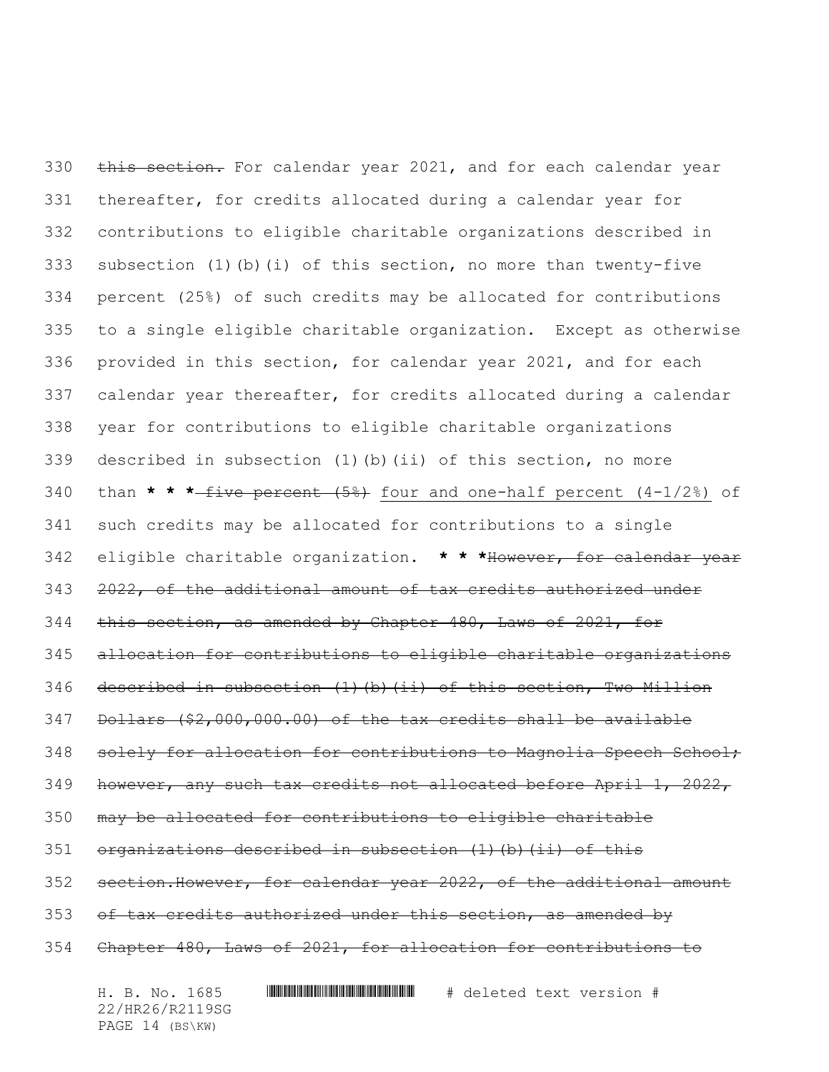330 ~~this section.~~ For calendar year 2021, and for each calendar year
331 thereafter, for credits allocated during a calendar year for
332 contributions to eligible charitable organizations described in
333 subsection (1)(b)(i) of this section, no more than twenty-five
334 percent (25%) of such credits may be allocated for contributions
335 to a single eligible charitable organization. Except as otherwise
336 provided in this section, for calendar year 2021, and for each
337 calendar year thereafter, for credits allocated during a calendar
338 year for contributions to eligible charitable organizations
339 described in subsection (1)(b)(ii) of this section, no more
340 than **\* \* \*** ~~five percent (5%)~~ <u>four and one-half percent (4-1/2%)</u> of
341 such credits may be allocated for contributions to a single
342 eligible charitable organization. **\* \* \*** ~~However, for calendar year~~
343 ~~2022, of the additional amount of tax credits authorized under~~
344 ~~this section, as amended by Chapter 480, Laws of 2021, for~~
345 ~~allocation for contributions to eligible charitable organizations~~
346 ~~described in subsection (1)(b)(ii) of this section, Two Million~~
347 ~~Dollars ($2,000,000.00) of the tax credits shall be available~~
348 ~~solely for allocation for contributions to Magnolia Speech School;~~
349 ~~however, any such tax credits not allocated before April 1, 2022,~~
350 ~~may be allocated for contributions to eligible charitable~~
351 ~~organizations described in subsection (1)(b)(ii) of this~~
352 ~~section.However, for calendar year 2022, of the additional amount~~
353 ~~of tax credits authorized under this section, as amended by~~
354 ~~Chapter 480, Laws of 2021, for allocation for contributions to~~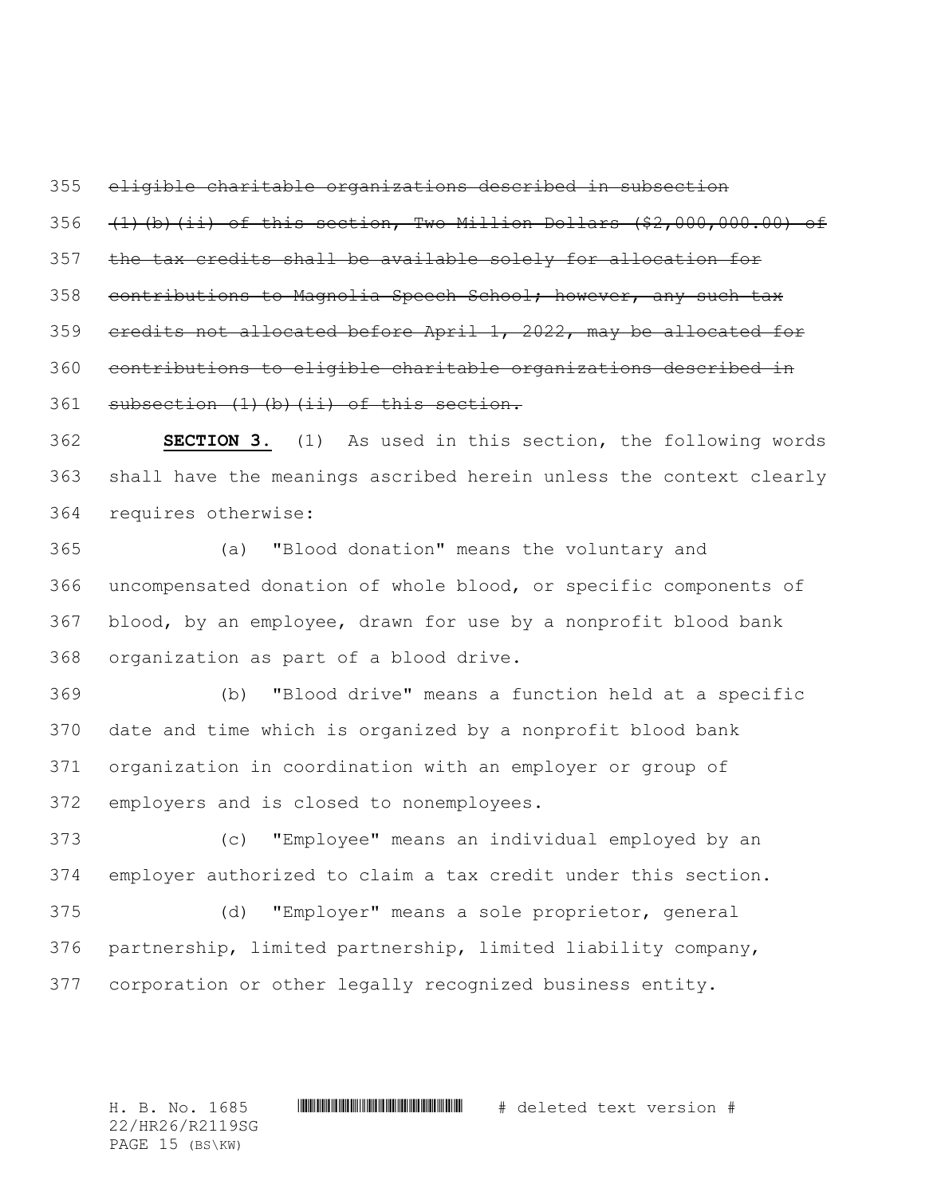~~eligible charitable organizations described in subsection (1)(b)(ii) of this section, Two Million Dollars ($2,000,000.00) of the tax credits shall be available solely for allocation for contributions to Magnolia Speech School; however, any such tax credits not allocated before April 1, 2022, may be allocated for contributions to eligible charitable organizations described in subsection (1)(b)(ii) of this section.~~

**SECTION 3.** (1) As used in this section, the following words shall have the meanings ascribed herein unless the context clearly requires otherwise:

(a) "Blood donation" means the voluntary and uncompensated donation of whole blood, or specific components of blood, by an employee, drawn for use by a nonprofit blood bank organization as part of a blood drive.

(b) "Blood drive" means a function held at a specific date and time which is organized by a nonprofit blood bank organization in coordination with an employer or group of employers and is closed to nonemployees.

(c) "Employee" means an individual employed by an employer authorized to claim a tax credit under this section.

(d) "Employer" means a sole proprietor, general partnership, limited partnership, limited liability company, corporation or other legally recognized business entity.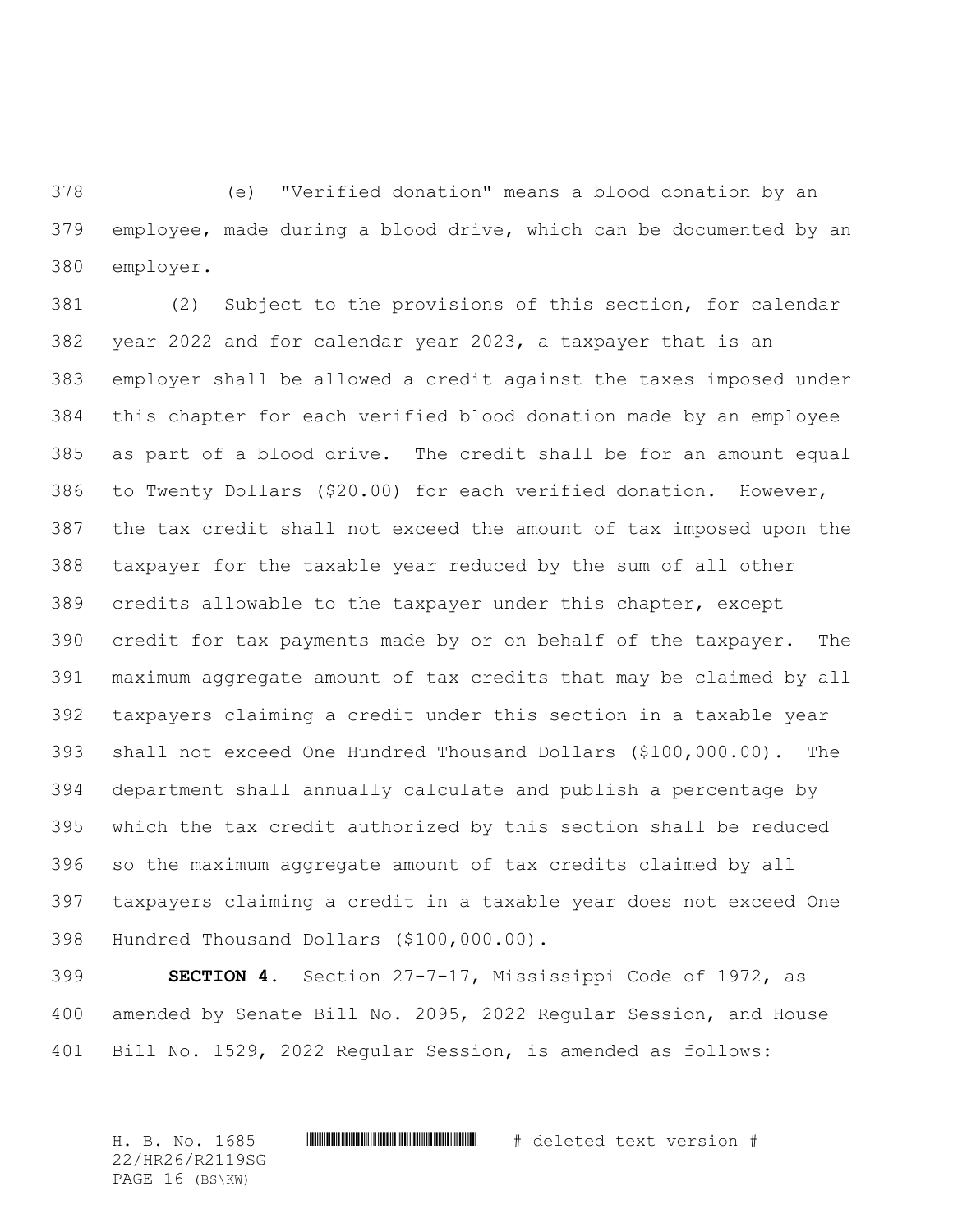(e) "Verified donation" means a blood donation by an employee, made during a blood drive, which can be documented by an employer.

(2) Subject to the provisions of this section, for calendar year 2022 and for calendar year 2023, a taxpayer that is an employer shall be allowed a credit against the taxes imposed under this chapter for each verified blood donation made by an employee as part of a blood drive. The credit shall be for an amount equal to Twenty Dollars ($20.00) for each verified donation. However, the tax credit shall not exceed the amount of tax imposed upon the taxpayer for the taxable year reduced by the sum of all other credits allowable to the taxpayer under this chapter, except credit for tax payments made by or on behalf of the taxpayer. The maximum aggregate amount of tax credits that may be claimed by all taxpayers claiming a credit under this section in a taxable year shall not exceed One Hundred Thousand Dollars ($100,000.00). The department shall annually calculate and publish a percentage by which the tax credit authorized by this section shall be reduced so the maximum aggregate amount of tax credits claimed by all taxpayers claiming a credit in a taxable year does not exceed One Hundred Thousand Dollars ($100,000.00).

**SECTION 4.** Section 27-7-17, Mississippi Code of 1972, as amended by Senate Bill No. 2095, 2022 Regular Session, and House Bill No. 1529, 2022 Regular Session, is amended as follows: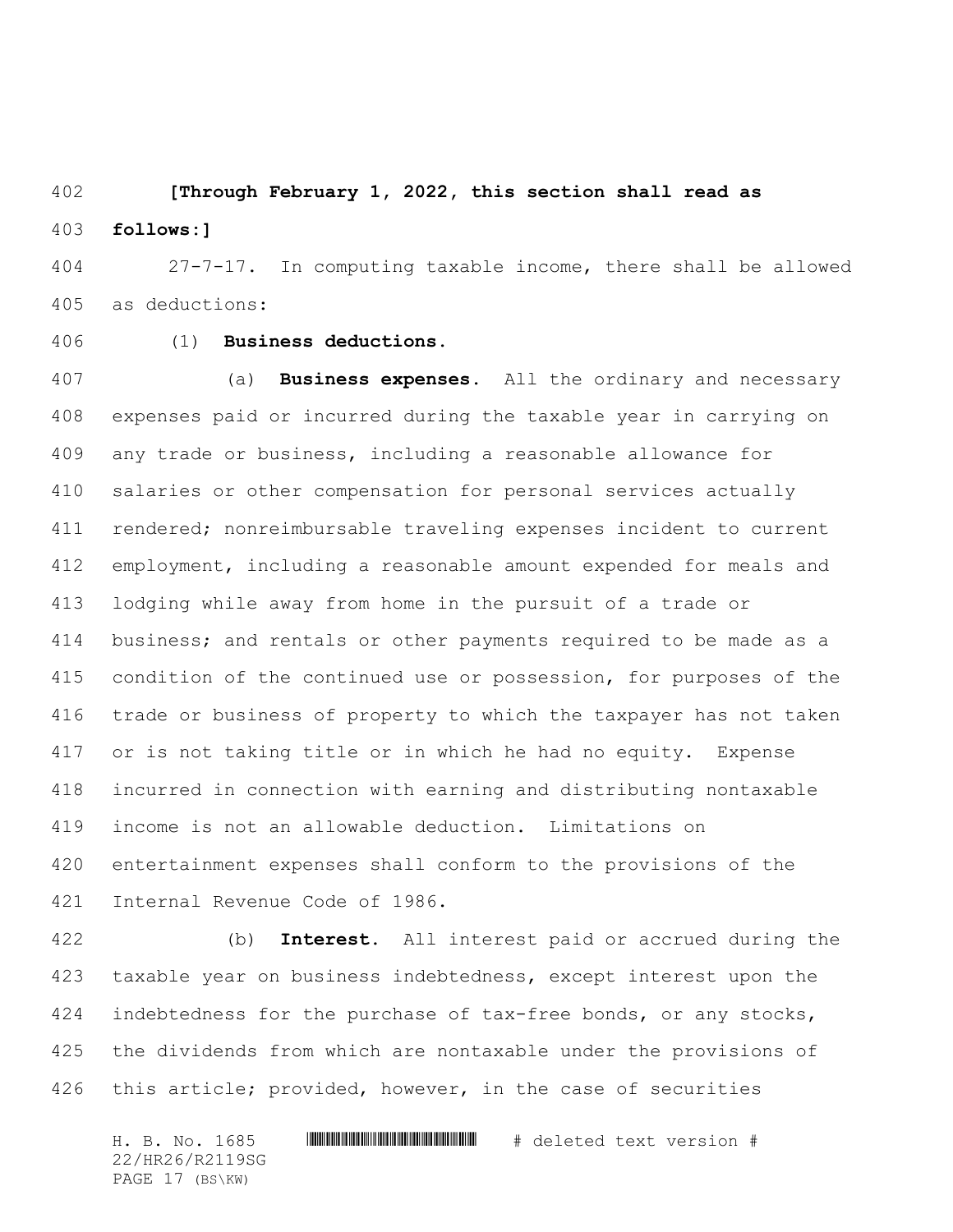**[Through February 1, 2022, this section shall read as follows:]**

27-7-17. In computing taxable income, there shall be allowed as deductions:

(1) **Business deductions.**

(a) **Business expenses.** All the ordinary and necessary expenses paid or incurred during the taxable year in carrying on any trade or business, including a reasonable allowance for salaries or other compensation for personal services actually rendered; nonreimbursable traveling expenses incident to current employment, including a reasonable amount expended for meals and lodging while away from home in the pursuit of a trade or business; and rentals or other payments required to be made as a condition of the continued use or possession, for purposes of the trade or business of property to which the taxpayer has not taken or is not taking title or in which he had no equity. Expense incurred in connection with earning and distributing nontaxable income is not an allowable deduction. Limitations on entertainment expenses shall conform to the provisions of the Internal Revenue Code of 1986.

(b) **Interest.** All interest paid or accrued during the taxable year on business indebtedness, except interest upon the indebtedness for the purchase of tax-free bonds, or any stocks, the dividends from which are nontaxable under the provisions of this article; provided, however, in the case of securities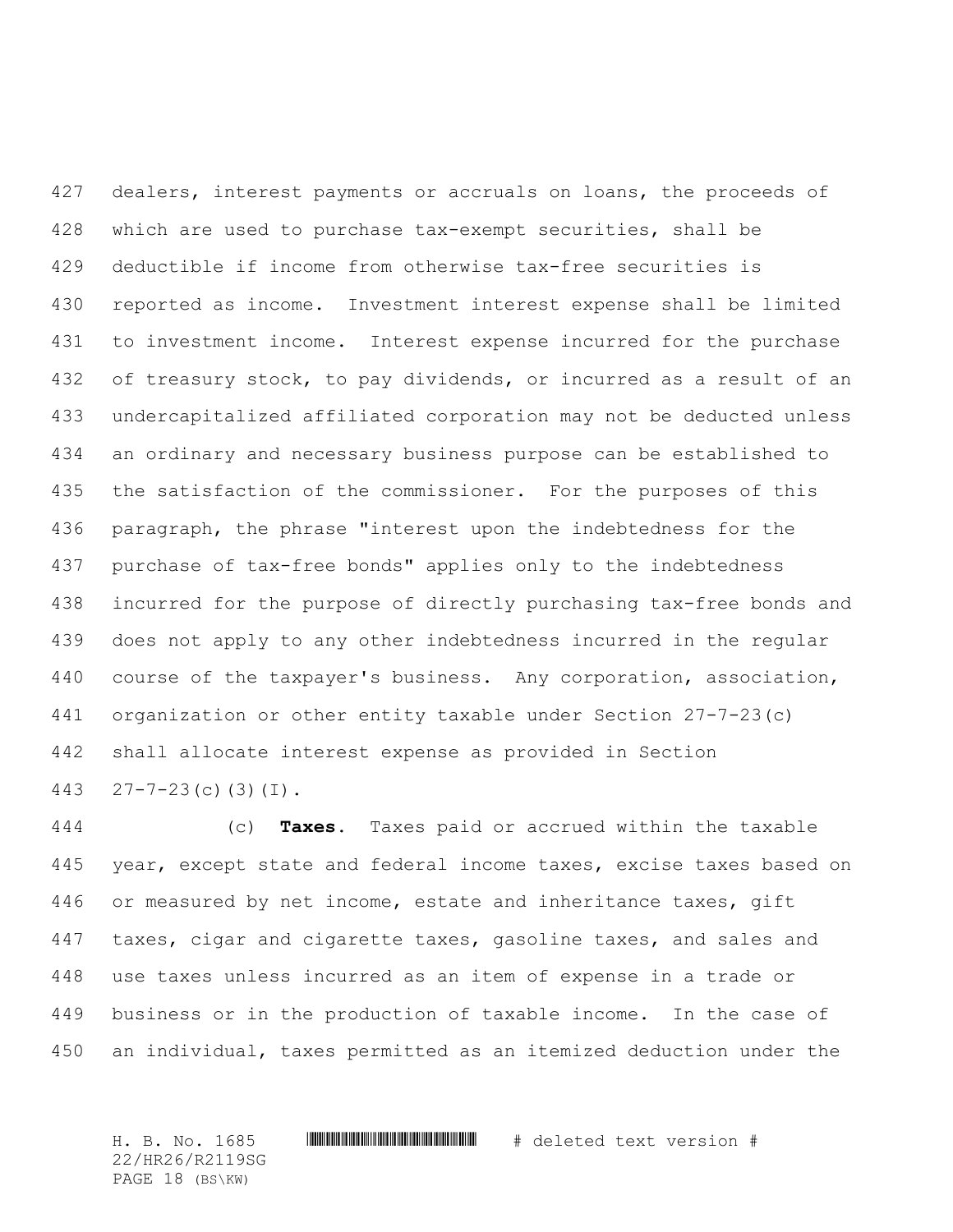dealers, interest payments or accruals on loans, the proceeds of which are used to purchase tax-exempt securities, shall be deductible if income from otherwise tax-free securities is reported as income. Investment interest expense shall be limited to investment income. Interest expense incurred for the purchase of treasury stock, to pay dividends, or incurred as a result of an undercapitalized affiliated corporation may not be deducted unless an ordinary and necessary business purpose can be established to the satisfaction of the commissioner. For the purposes of this paragraph, the phrase "interest upon the indebtedness for the purchase of tax-free bonds" applies only to the indebtedness incurred for the purpose of directly purchasing tax-free bonds and does not apply to any other indebtedness incurred in the regular course of the taxpayer's business. Any corporation, association, organization or other entity taxable under Section 27-7-23(c) shall allocate interest expense as provided in Section 27-7-23(c)(3)(I).

(c) **Taxes**. Taxes paid or accrued within the taxable year, except state and federal income taxes, excise taxes based on or measured by net income, estate and inheritance taxes, gift taxes, cigar and cigarette taxes, gasoline taxes, and sales and use taxes unless incurred as an item of expense in a trade or business or in the production of taxable income. In the case of an individual, taxes permitted as an itemized deduction under the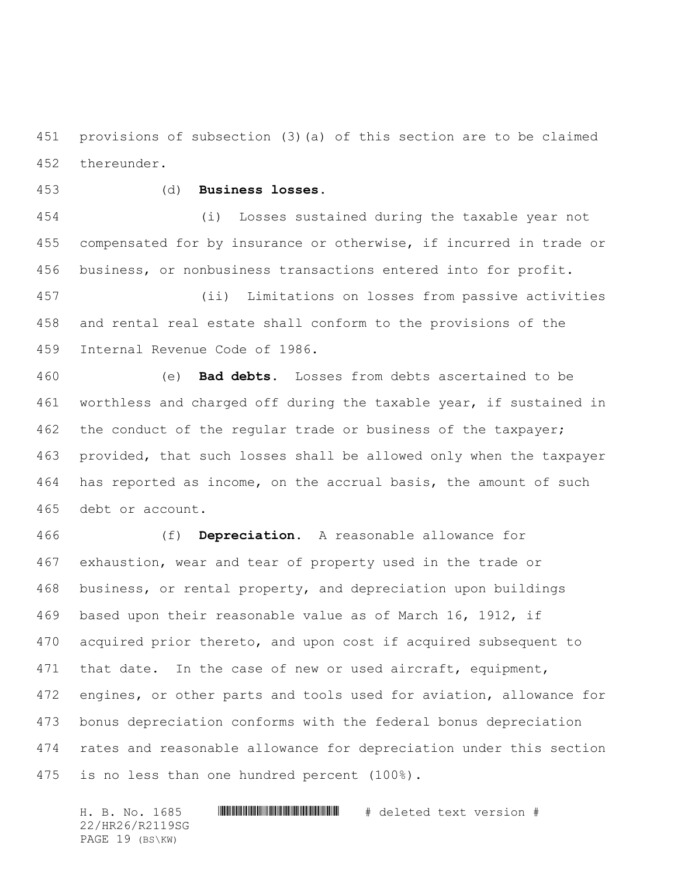provisions of subsection (3)(a) of this section are to be claimed thereunder.

(d) **Business losses.**

(i) Losses sustained during the taxable year not compensated for by insurance or otherwise, if incurred in trade or business, or nonbusiness transactions entered into for profit.

(ii) Limitations on losses from passive activities and rental real estate shall conform to the provisions of the Internal Revenue Code of 1986.

(e) **Bad debts.** Losses from debts ascertained to be worthless and charged off during the taxable year, if sustained in the conduct of the regular trade or business of the taxpayer; provided, that such losses shall be allowed only when the taxpayer has reported as income, on the accrual basis, the amount of such debt or account.

(f) **Depreciation.** A reasonable allowance for exhaustion, wear and tear of property used in the trade or business, or rental property, and depreciation upon buildings based upon their reasonable value as of March 16, 1912, if acquired prior thereto, and upon cost if acquired subsequent to that date. In the case of new or used aircraft, equipment, engines, or other parts and tools used for aviation, allowance for bonus depreciation conforms with the federal bonus depreciation rates and reasonable allowance for depreciation under this section is no less than one hundred percent (100%).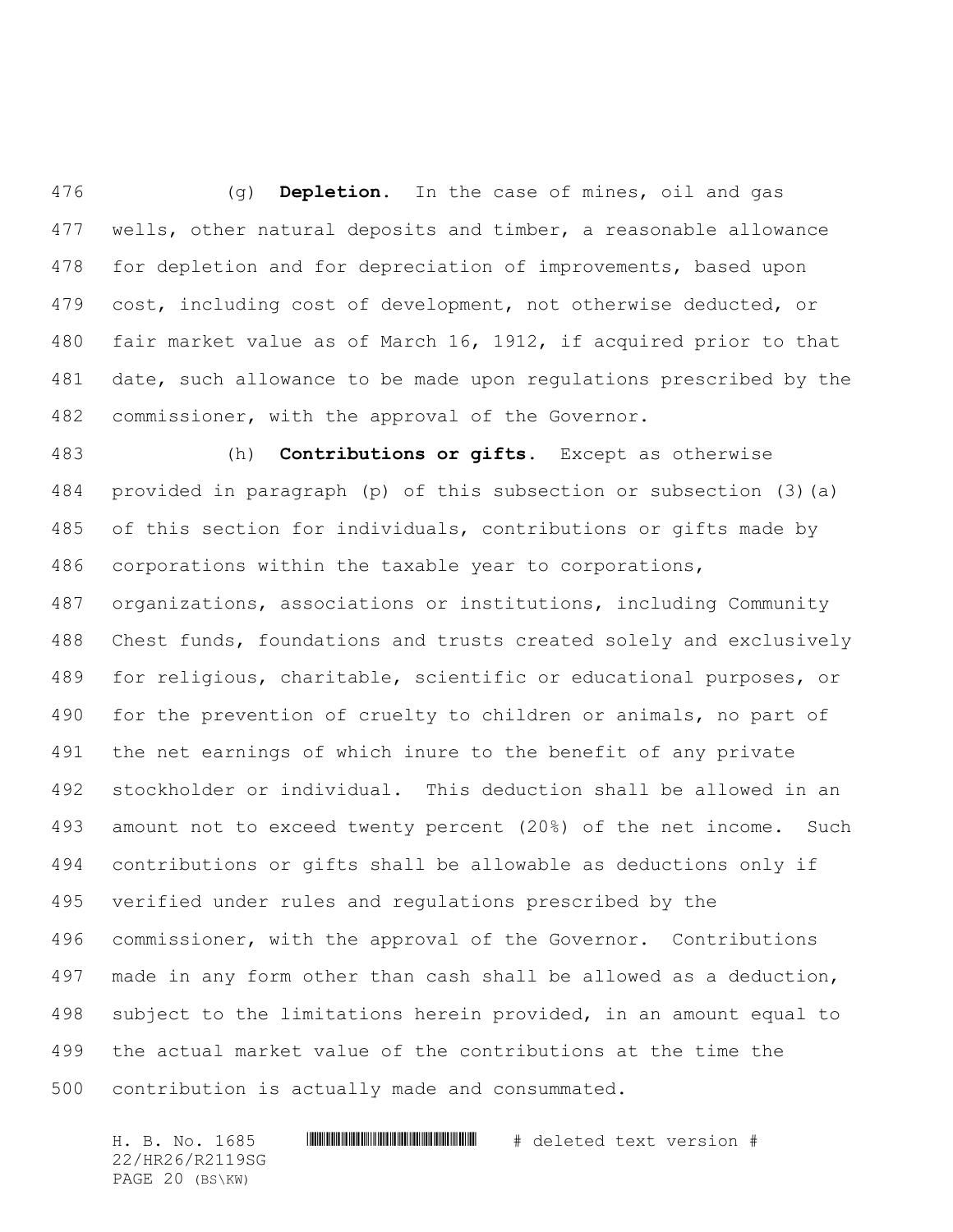(g) **Depletion.** In the case of mines, oil and gas wells, other natural deposits and timber, a reasonable allowance for depletion and for depreciation of improvements, based upon cost, including cost of development, not otherwise deducted, or fair market value as of March 16, 1912, if acquired prior to that date, such allowance to be made upon regulations prescribed by the commissioner, with the approval of the Governor.

(h) **Contributions or gifts.** Except as otherwise provided in paragraph (p) of this subsection or subsection (3)(a) of this section for individuals, contributions or gifts made by corporations within the taxable year to corporations, organizations, associations or institutions, including Community Chest funds, foundations and trusts created solely and exclusively for religious, charitable, scientific or educational purposes, or for the prevention of cruelty to children or animals, no part of the net earnings of which inure to the benefit of any private stockholder or individual. This deduction shall be allowed in an amount not to exceed twenty percent (20%) of the net income. Such contributions or gifts shall be allowable as deductions only if verified under rules and regulations prescribed by the commissioner, with the approval of the Governor. Contributions made in any form other than cash shall be allowed as a deduction, subject to the limitations herein provided, in an amount equal to the actual market value of the contributions at the time the contribution is actually made and consummated.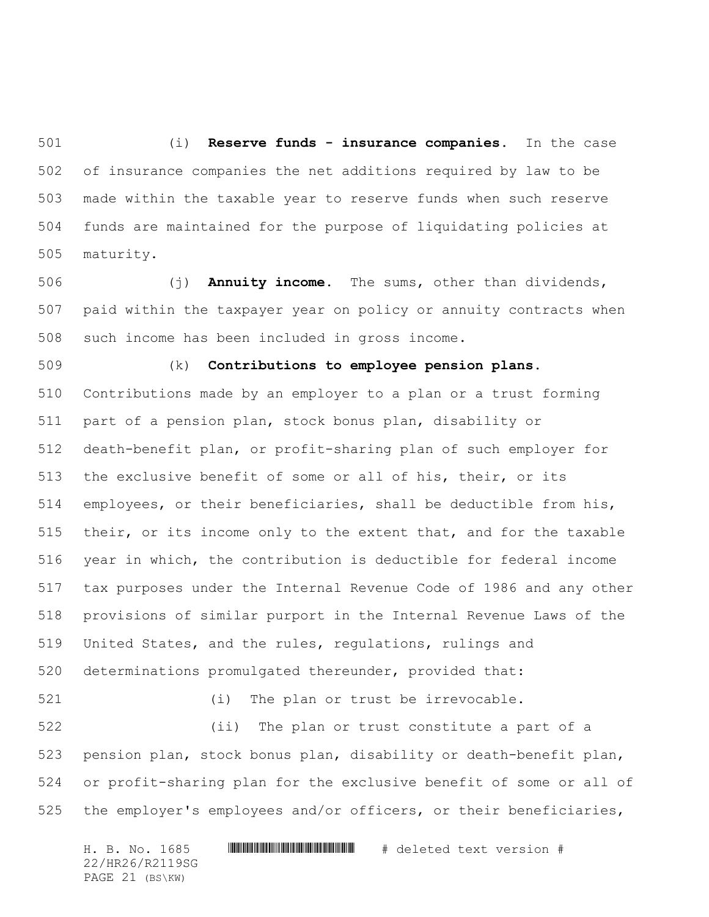(i) **Reserve funds - insurance companies.** In the case of insurance companies the net additions required by law to be made within the taxable year to reserve funds when such reserve funds are maintained for the purpose of liquidating policies at maturity.

(j) **Annuity income.** The sums, other than dividends, paid within the taxpayer year on policy or annuity contracts when such income has been included in gross income.

(k) **Contributions to employee pension plans.** Contributions made by an employer to a plan or a trust forming part of a pension plan, stock bonus plan, disability or death-benefit plan, or profit-sharing plan of such employer for the exclusive benefit of some or all of his, their, or its employees, or their beneficiaries, shall be deductible from his, their, or its income only to the extent that, and for the taxable year in which, the contribution is deductible for federal income tax purposes under the Internal Revenue Code of 1986 and any other provisions of similar purport in the Internal Revenue Laws of the United States, and the rules, regulations, rulings and determinations promulgated thereunder, provided that:

(i) The plan or trust be irrevocable.

(ii) The plan or trust constitute a part of a pension plan, stock bonus plan, disability or death-benefit plan, or profit-sharing plan for the exclusive benefit of some or all of the employer's employees and/or officers, or their beneficiaries,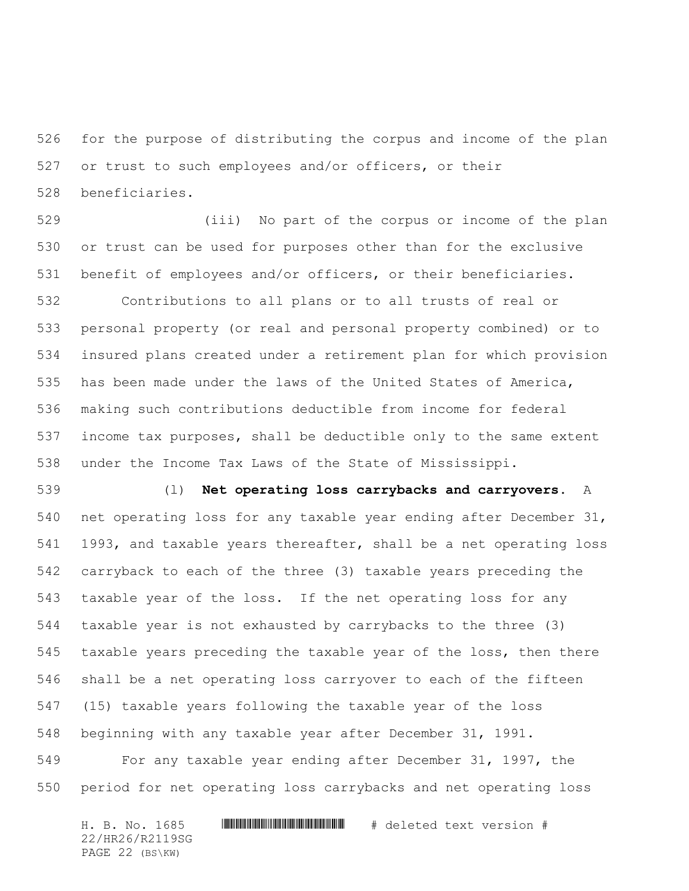for the purpose of distributing the corpus and income of the plan or trust to such employees and/or officers, or their beneficiaries.

(iii) No part of the corpus or income of the plan or trust can be used for purposes other than for the exclusive benefit of employees and/or officers, or their beneficiaries.

Contributions to all plans or to all trusts of real or personal property (or real and personal property combined) or to insured plans created under a retirement plan for which provision has been made under the laws of the United States of America, making such contributions deductible from income for federal income tax purposes, shall be deductible only to the same extent under the Income Tax Laws of the State of Mississippi.

(l) **Net operating loss carrybacks and carryovers.** A net operating loss for any taxable year ending after December 31, 1993, and taxable years thereafter, shall be a net operating loss carryback to each of the three (3) taxable years preceding the taxable year of the loss. If the net operating loss for any taxable year is not exhausted by carrybacks to the three (3) taxable years preceding the taxable year of the loss, then there shall be a net operating loss carryover to each of the fifteen (15) taxable years following the taxable year of the loss beginning with any taxable year after December 31, 1991.

For any taxable year ending after December 31, 1997, the period for net operating loss carrybacks and net operating loss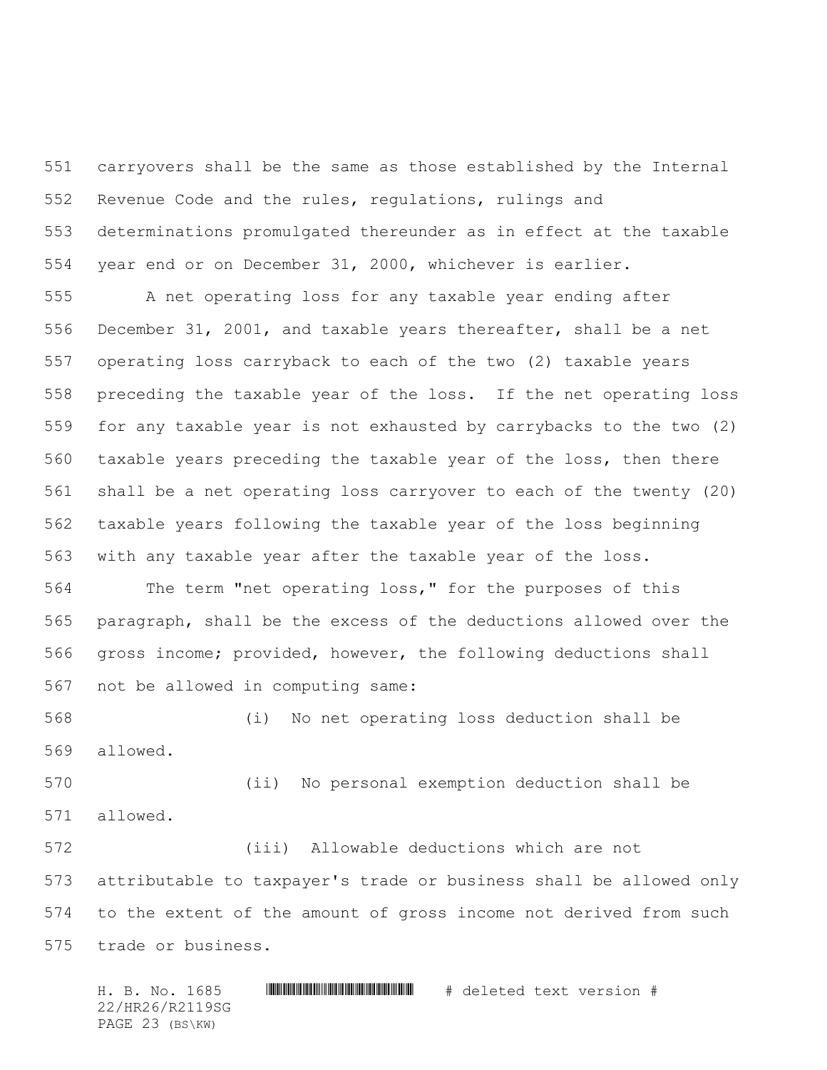carryovers shall be the same as those established by the Internal Revenue Code and the rules, regulations, rulings and determinations promulgated thereunder as in effect at the taxable year end or on December 31, 2000, whichever is earlier.

A net operating loss for any taxable year ending after December 31, 2001, and taxable years thereafter, shall be a net operating loss carryback to each of the two (2) taxable years preceding the taxable year of the loss. If the net operating loss for any taxable year is not exhausted by carrybacks to the two (2) taxable years preceding the taxable year of the loss, then there shall be a net operating loss carryover to each of the twenty (20) taxable years following the taxable year of the loss beginning with any taxable year after the taxable year of the loss.

The term "net operating loss," for the purposes of this paragraph, shall be the excess of the deductions allowed over the gross income; provided, however, the following deductions shall not be allowed in computing same:

(i) No net operating loss deduction shall be allowed.

(ii) No personal exemption deduction shall be allowed.

(iii) Allowable deductions which are not attributable to taxpayer's trade or business shall be allowed only to the extent of the amount of gross income not derived from such trade or business.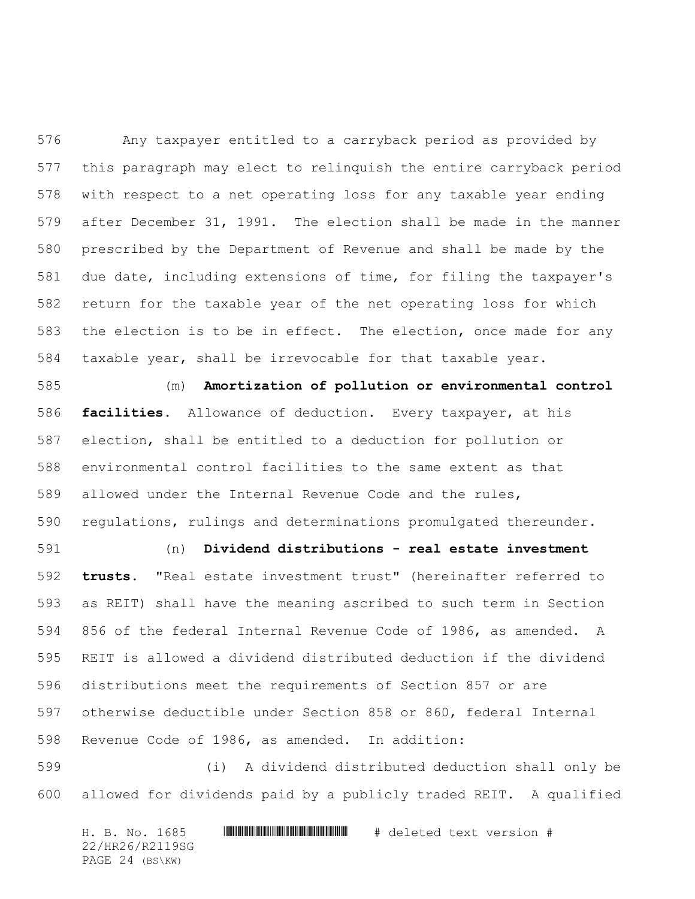Any taxpayer entitled to a carryback period as provided by this paragraph may elect to relinquish the entire carryback period with respect to a net operating loss for any taxable year ending after December 31, 1991. The election shall be made in the manner prescribed by the Department of Revenue and shall be made by the due date, including extensions of time, for filing the taxpayer's return for the taxable year of the net operating loss for which the election is to be in effect. The election, once made for any taxable year, shall be irrevocable for that taxable year.

(m) **Amortization of pollution or environmental control facilities.** Allowance of deduction. Every taxpayer, at his election, shall be entitled to a deduction for pollution or environmental control facilities to the same extent as that allowed under the Internal Revenue Code and the rules, regulations, rulings and determinations promulgated thereunder.

(n) **Dividend distributions - real estate investment trusts.** "Real estate investment trust" (hereinafter referred to as REIT) shall have the meaning ascribed to such term in Section 856 of the federal Internal Revenue Code of 1986, as amended. A REIT is allowed a dividend distributed deduction if the dividend distributions meet the requirements of Section 857 or are otherwise deductible under Section 858 or 860, federal Internal Revenue Code of 1986, as amended. In addition:

(i) A dividend distributed deduction shall only be allowed for dividends paid by a publicly traded REIT. A qualified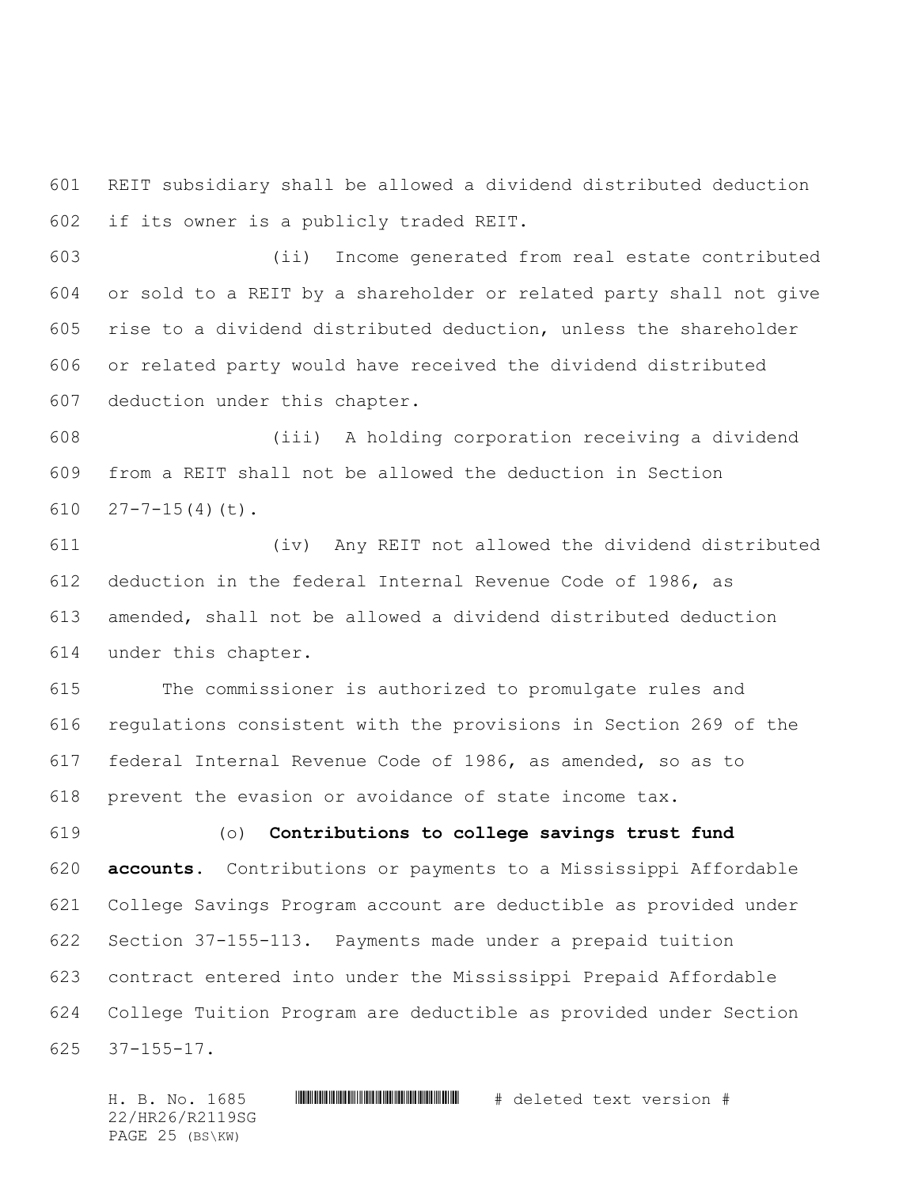REIT subsidiary shall be allowed a dividend distributed deduction if its owner is a publicly traded REIT.

(ii) Income generated from real estate contributed or sold to a REIT by a shareholder or related party shall not give rise to a dividend distributed deduction, unless the shareholder or related party would have received the dividend distributed deduction under this chapter.

(iii) A holding corporation receiving a dividend from a REIT shall not be allowed the deduction in Section 27-7-15(4)(t).

(iv) Any REIT not allowed the dividend distributed deduction in the federal Internal Revenue Code of 1986, as amended, shall not be allowed a dividend distributed deduction under this chapter.

The commissioner is authorized to promulgate rules and regulations consistent with the provisions in Section 269 of the federal Internal Revenue Code of 1986, as amended, so as to prevent the evasion or avoidance of state income tax.

(o) **Contributions to college savings trust fund accounts.** Contributions or payments to a Mississippi Affordable College Savings Program account are deductible as provided under Section 37-155-113. Payments made under a prepaid tuition contract entered into under the Mississippi Prepaid Affordable College Tuition Program are deductible as provided under Section 37-155-17.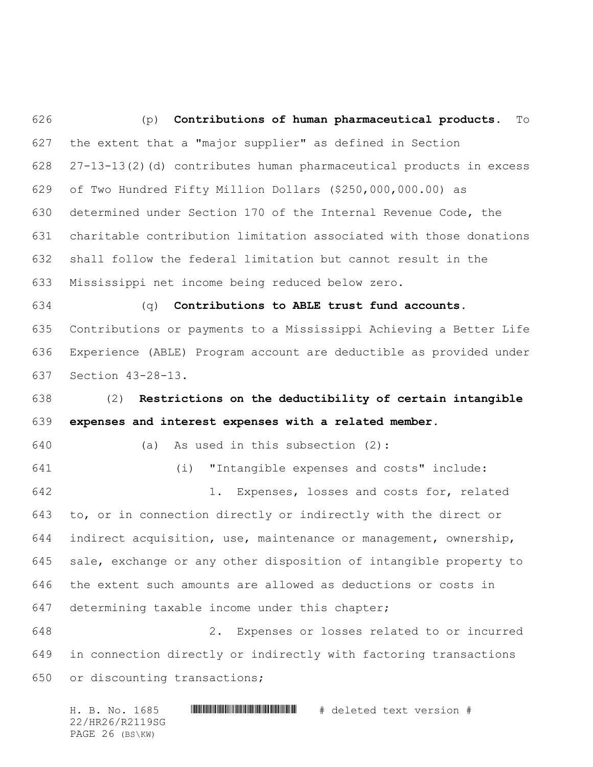(p) **Contributions of human pharmaceutical products.** To the extent that a "major supplier" as defined in Section 27-13-13(2)(d) contributes human pharmaceutical products in excess of Two Hundred Fifty Million Dollars ($250,000,000.00) as determined under Section 170 of the Internal Revenue Code, the charitable contribution limitation associated with those donations shall follow the federal limitation but cannot result in the Mississippi net income being reduced below zero.

(q) **Contributions to ABLE trust fund accounts.** Contributions or payments to a Mississippi Achieving a Better Life Experience (ABLE) Program account are deductible as provided under Section 43-28-13.

(2) **Restrictions on the deductibility of certain intangible expenses and interest expenses with a related member.**

(a) As used in this subsection (2):

(i) "Intangible expenses and costs" include:

1. Expenses, losses and costs for, related to, or in connection directly or indirectly with the direct or indirect acquisition, use, maintenance or management, ownership, sale, exchange or any other disposition of intangible property to the extent such amounts are allowed as deductions or costs in determining taxable income under this chapter;

2. Expenses or losses related to or incurred in connection directly or indirectly with factoring transactions or discounting transactions;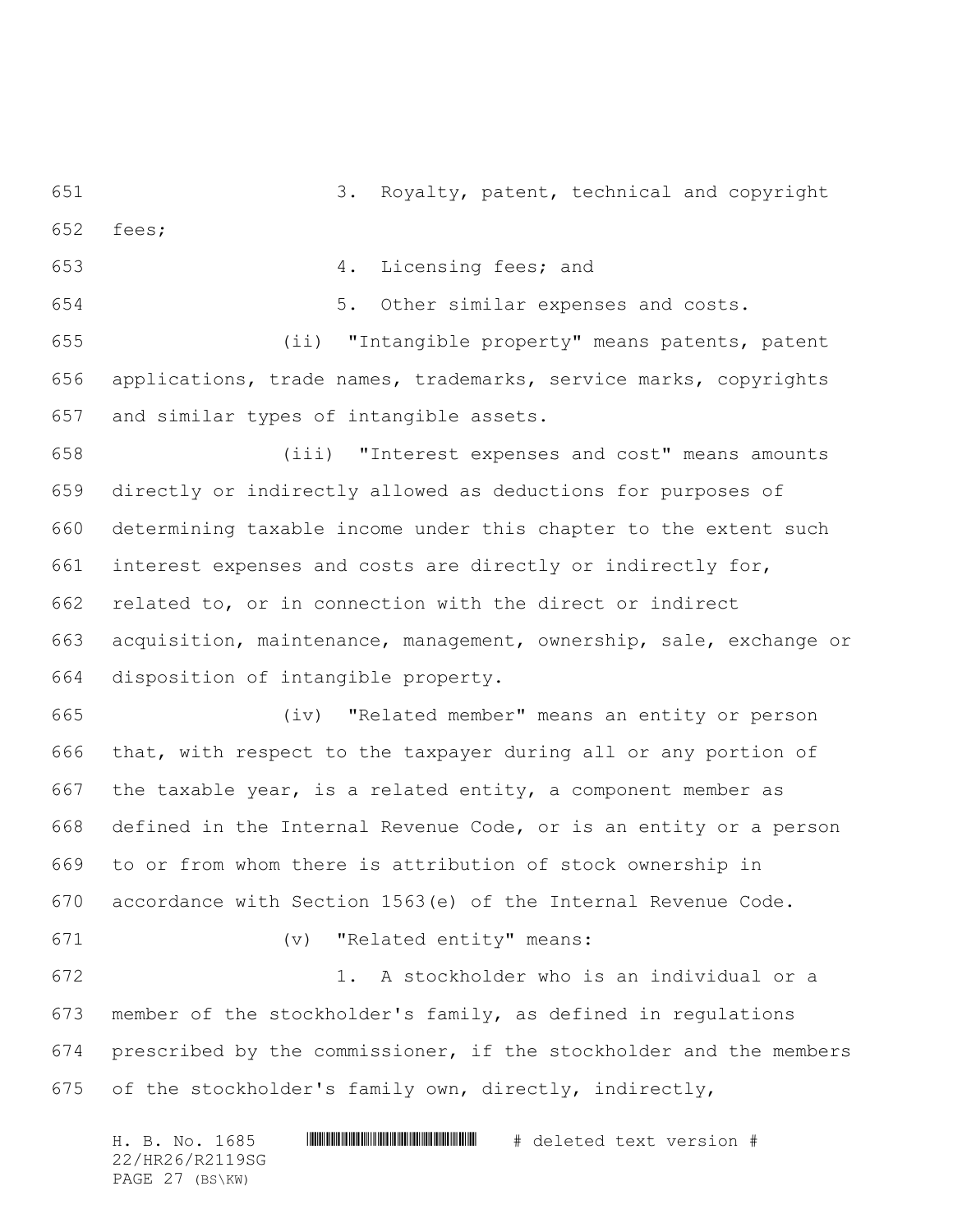3. Royalty, patent, technical and copyright fees;

4. Licensing fees; and

5. Other similar expenses and costs.

(ii) "Intangible property" means patents, patent applications, trade names, trademarks, service marks, copyrights and similar types of intangible assets.

(iii) "Interest expenses and cost" means amounts directly or indirectly allowed as deductions for purposes of determining taxable income under this chapter to the extent such interest expenses and costs are directly or indirectly for, related to, or in connection with the direct or indirect acquisition, maintenance, management, ownership, sale, exchange or disposition of intangible property.

(iv) "Related member" means an entity or person that, with respect to the taxpayer during all or any portion of the taxable year, is a related entity, a component member as defined in the Internal Revenue Code, or is an entity or a person to or from whom there is attribution of stock ownership in accordance with Section 1563(e) of the Internal Revenue Code.

(v) "Related entity" means:

1. A stockholder who is an individual or a member of the stockholder's family, as defined in regulations prescribed by the commissioner, if the stockholder and the members of the stockholder's family own, directly, indirectly,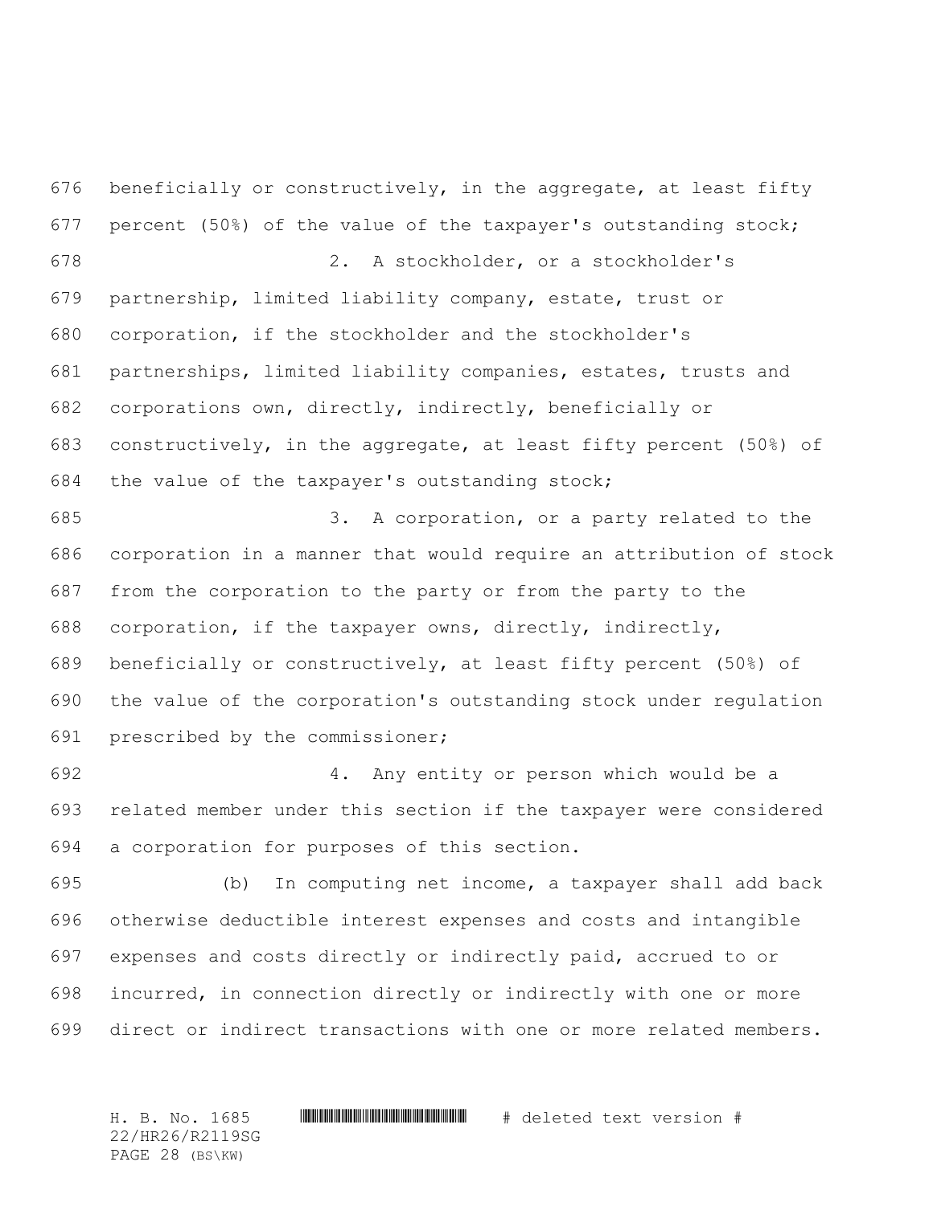beneficially or constructively, in the aggregate, at least fifty percent (50%) of the value of the taxpayer's outstanding stock;

2. A stockholder, or a stockholder's partnership, limited liability company, estate, trust or corporation, if the stockholder and the stockholder's partnerships, limited liability companies, estates, trusts and corporations own, directly, indirectly, beneficially or constructively, in the aggregate, at least fifty percent (50%) of the value of the taxpayer's outstanding stock;

3. A corporation, or a party related to the corporation in a manner that would require an attribution of stock from the corporation to the party or from the party to the corporation, if the taxpayer owns, directly, indirectly, beneficially or constructively, at least fifty percent (50%) of the value of the corporation's outstanding stock under regulation prescribed by the commissioner;

4. Any entity or person which would be a related member under this section if the taxpayer were considered a corporation for purposes of this section.

(b) In computing net income, a taxpayer shall add back otherwise deductible interest expenses and costs and intangible expenses and costs directly or indirectly paid, accrued to or incurred, in connection directly or indirectly with one or more direct or indirect transactions with one or more related members.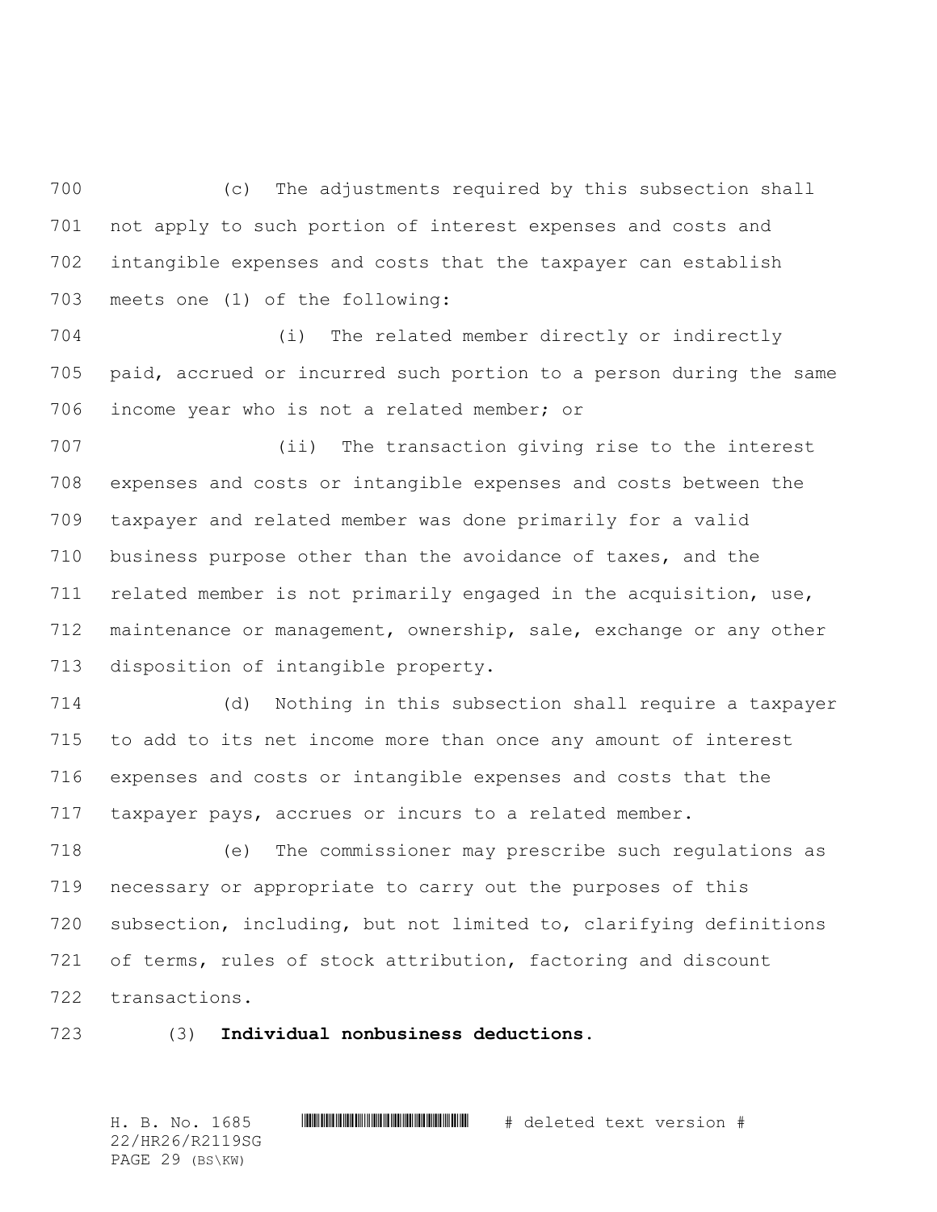(c) The adjustments required by this subsection shall not apply to such portion of interest expenses and costs and intangible expenses and costs that the taxpayer can establish meets one (1) of the following:

(i) The related member directly or indirectly paid, accrued or incurred such portion to a person during the same income year who is not a related member; or

(ii) The transaction giving rise to the interest expenses and costs or intangible expenses and costs between the taxpayer and related member was done primarily for a valid business purpose other than the avoidance of taxes, and the related member is not primarily engaged in the acquisition, use, maintenance or management, ownership, sale, exchange or any other disposition of intangible property.

(d) Nothing in this subsection shall require a taxpayer to add to its net income more than once any amount of interest expenses and costs or intangible expenses and costs that the taxpayer pays, accrues or incurs to a related member.

(e) The commissioner may prescribe such regulations as necessary or appropriate to carry out the purposes of this subsection, including, but not limited to, clarifying definitions of terms, rules of stock attribution, factoring and discount transactions.

(3) **Individual nonbusiness deductions.**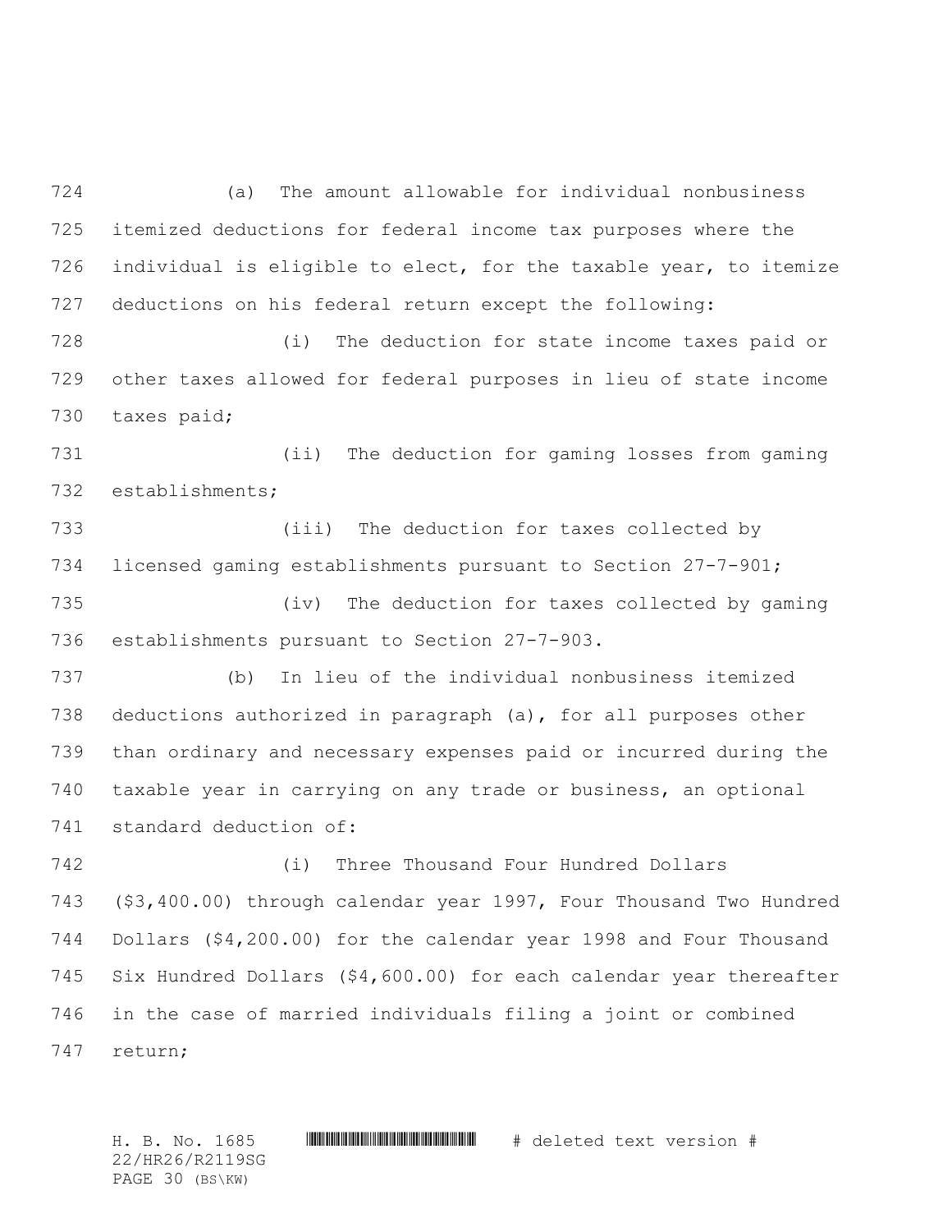(a) The amount allowable for individual nonbusiness itemized deductions for federal income tax purposes where the individual is eligible to elect, for the taxable year, to itemize deductions on his federal return except the following:

(i) The deduction for state income taxes paid or other taxes allowed for federal purposes in lieu of state income taxes paid;

(ii) The deduction for gaming losses from gaming establishments;

(iii) The deduction for taxes collected by licensed gaming establishments pursuant to Section 27-7-901;

(iv) The deduction for taxes collected by gaming establishments pursuant to Section 27-7-903.

(b) In lieu of the individual nonbusiness itemized deductions authorized in paragraph (a), for all purposes other than ordinary and necessary expenses paid or incurred during the taxable year in carrying on any trade or business, an optional standard deduction of:

(i) Three Thousand Four Hundred Dollars ($3,400.00) through calendar year 1997, Four Thousand Two Hundred Dollars ($4,200.00) for the calendar year 1998 and Four Thousand Six Hundred Dollars ($4,600.00) for each calendar year thereafter in the case of married individuals filing a joint or combined return;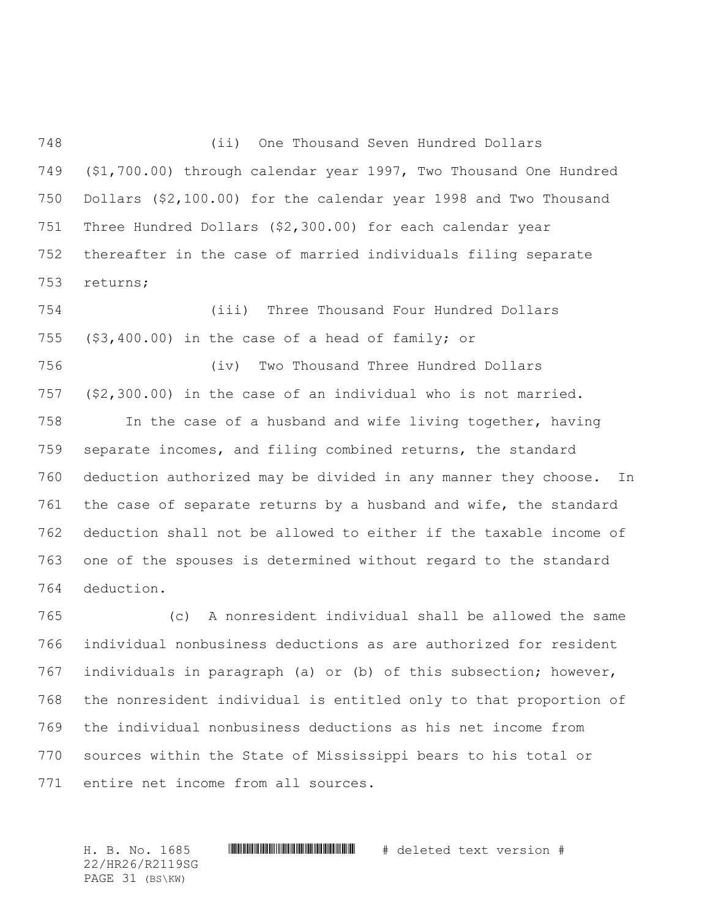(ii) One Thousand Seven Hundred Dollars ($1,700.00) through calendar year 1997, Two Thousand One Hundred Dollars ($2,100.00) for the calendar year 1998 and Two Thousand Three Hundred Dollars ($2,300.00) for each calendar year thereafter in the case of married individuals filing separate returns;

(iii) Three Thousand Four Hundred Dollars ($3,400.00) in the case of a head of family; or

(iv) Two Thousand Three Hundred Dollars ($2,300.00) in the case of an individual who is not married.

In the case of a husband and wife living together, having separate incomes, and filing combined returns, the standard deduction authorized may be divided in any manner they choose. In the case of separate returns by a husband and wife, the standard deduction shall not be allowed to either if the taxable income of one of the spouses is determined without regard to the standard deduction.

(c) A nonresident individual shall be allowed the same individual nonbusiness deductions as are authorized for resident individuals in paragraph (a) or (b) of this subsection; however, the nonresident individual is entitled only to that proportion of the individual nonbusiness deductions as his net income from sources within the State of Mississippi bears to his total or entire net income from all sources.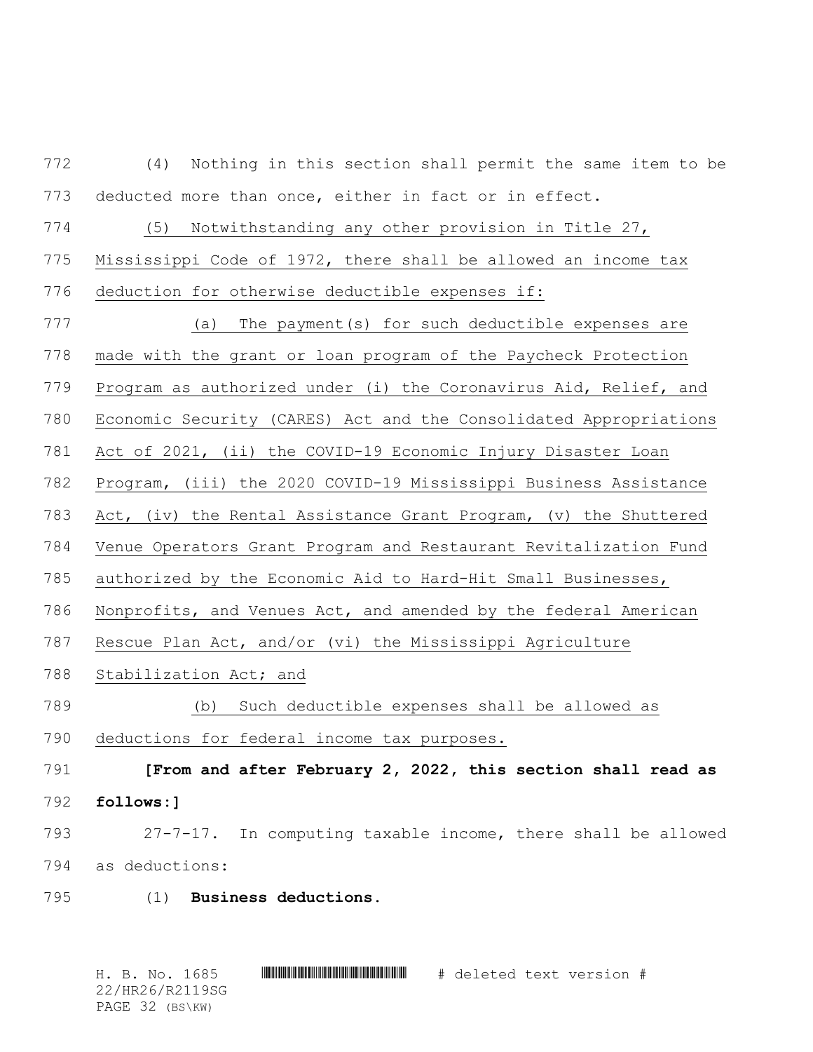(4) Nothing in this section shall permit the same item to be deducted more than once, either in fact or in effect.

(5) Notwithstanding any other provision in Title 27, Mississippi Code of 1972, there shall be allowed an income tax deduction for otherwise deductible expenses if:

(a) The payment(s) for such deductible expenses are made with the grant or loan program of the Paycheck Protection Program as authorized under (i) the Coronavirus Aid, Relief, and Economic Security (CARES) Act and the Consolidated Appropriations Act of 2021, (ii) the COVID-19 Economic Injury Disaster Loan Program, (iii) the 2020 COVID-19 Mississippi Business Assistance Act, (iv) the Rental Assistance Grant Program, (v) the Shuttered Venue Operators Grant Program and Restaurant Revitalization Fund authorized by the Economic Aid to Hard-Hit Small Businesses, Nonprofits, and Venues Act, and amended by the federal American Rescue Plan Act, and/or (vi) the Mississippi Agriculture Stabilization Act; and

(b) Such deductible expenses shall be allowed as deductions for federal income tax purposes.

**[From and after February 2, 2022, this section shall read as follows:]**

27-7-17. In computing taxable income, there shall be allowed as deductions:

(1) **Business deductions.**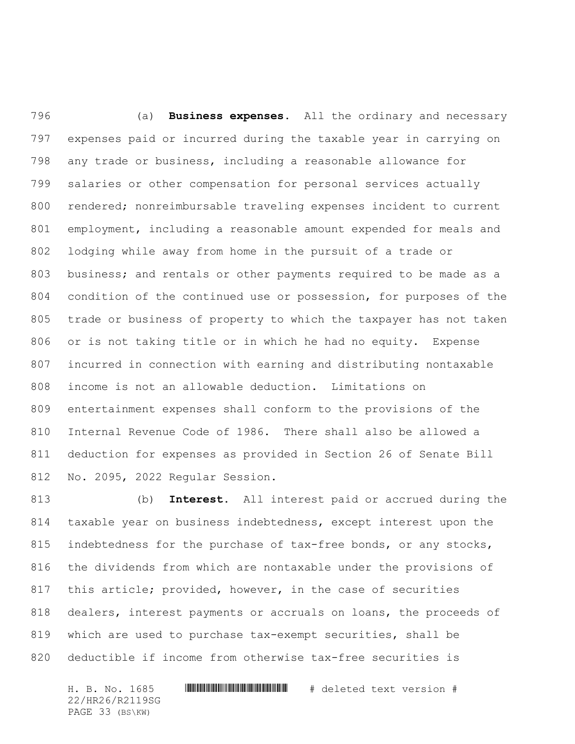(a) **Business expenses.** All the ordinary and necessary expenses paid or incurred during the taxable year in carrying on any trade or business, including a reasonable allowance for salaries or other compensation for personal services actually rendered; nonreimbursable traveling expenses incident to current employment, including a reasonable amount expended for meals and lodging while away from home in the pursuit of a trade or business; and rentals or other payments required to be made as a condition of the continued use or possession, for purposes of the trade or business of property to which the taxpayer has not taken or is not taking title or in which he had no equity. Expense incurred in connection with earning and distributing nontaxable income is not an allowable deduction. Limitations on entertainment expenses shall conform to the provisions of the Internal Revenue Code of 1986. There shall also be allowed a deduction for expenses as provided in Section 26 of Senate Bill No. 2095, 2022 Regular Session.

(b) **Interest.** All interest paid or accrued during the taxable year on business indebtedness, except interest upon the indebtedness for the purchase of tax-free bonds, or any stocks, the dividends from which are nontaxable under the provisions of this article; provided, however, in the case of securities dealers, interest payments or accruals on loans, the proceeds of which are used to purchase tax-exempt securities, shall be deductible if income from otherwise tax-free securities is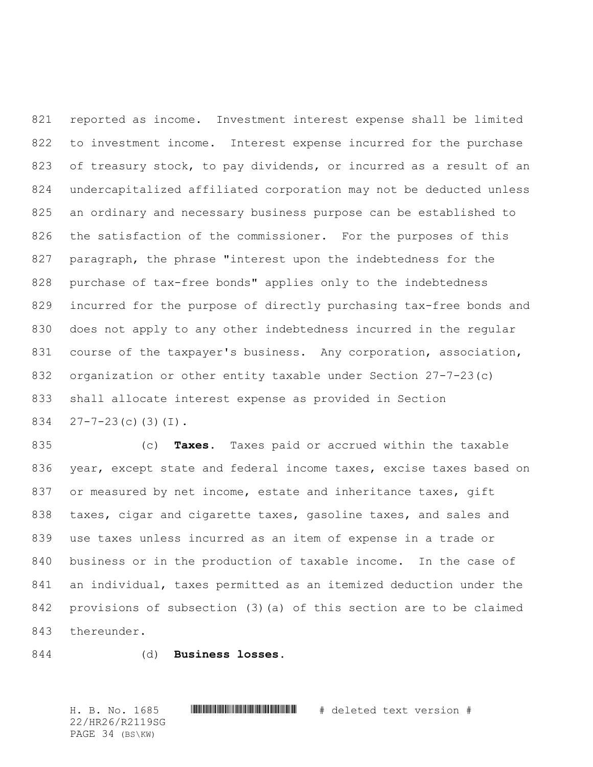reported as income. Investment interest expense shall be limited to investment income. Interest expense incurred for the purchase of treasury stock, to pay dividends, or incurred as a result of an undercapitalized affiliated corporation may not be deducted unless an ordinary and necessary business purpose can be established to the satisfaction of the commissioner. For the purposes of this paragraph, the phrase "interest upon the indebtedness for the purchase of tax-free bonds" applies only to the indebtedness incurred for the purpose of directly purchasing tax-free bonds and does not apply to any other indebtedness incurred in the regular course of the taxpayer's business. Any corporation, association, organization or other entity taxable under Section 27-7-23(c) shall allocate interest expense as provided in Section 27-7-23(c)(3)(I).

(c) **Taxes**. Taxes paid or accrued within the taxable year, except state and federal income taxes, excise taxes based on or measured by net income, estate and inheritance taxes, gift taxes, cigar and cigarette taxes, gasoline taxes, and sales and use taxes unless incurred as an item of expense in a trade or business or in the production of taxable income. In the case of an individual, taxes permitted as an itemized deduction under the provisions of subsection (3)(a) of this section are to be claimed thereunder.

(d) **Business losses**.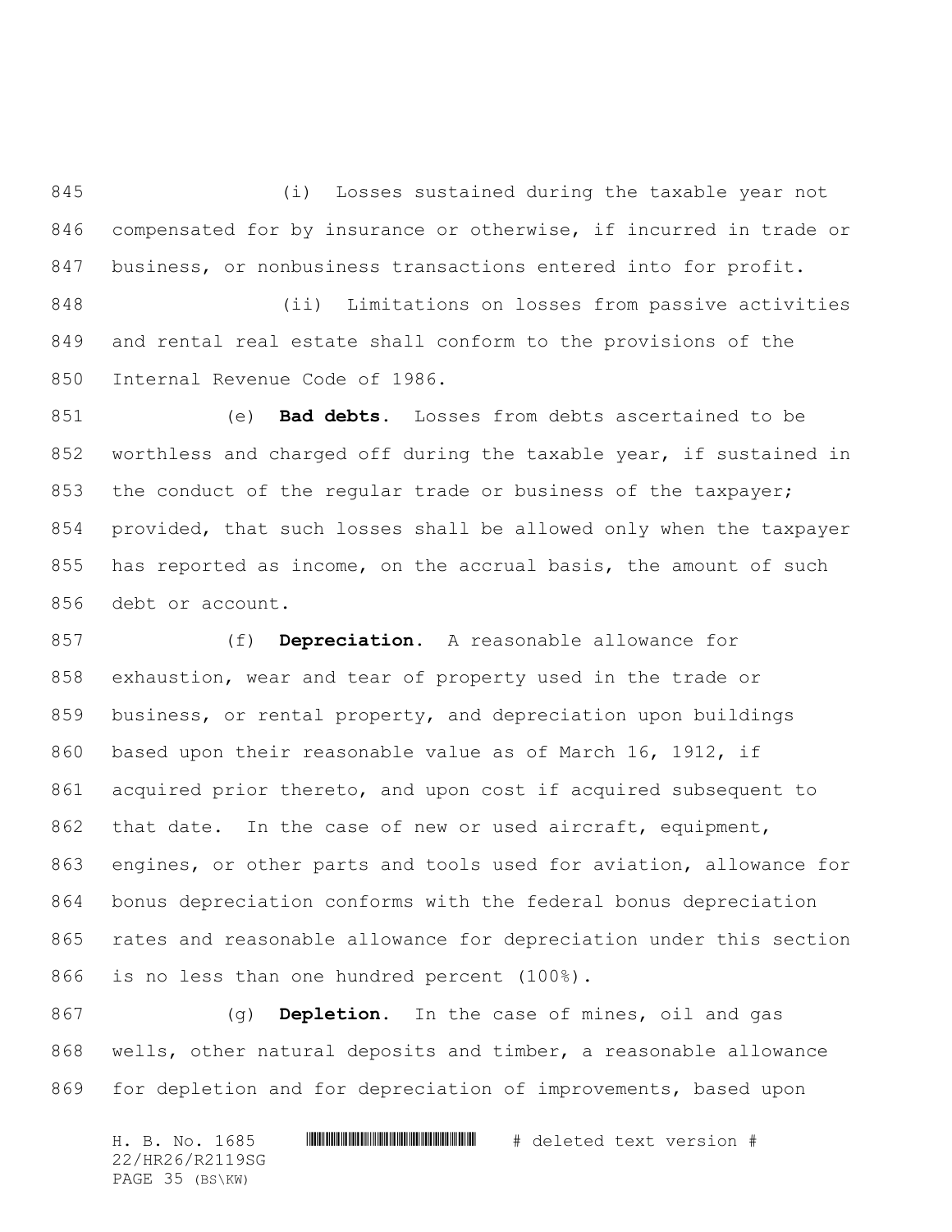(i) Losses sustained during the taxable year not compensated for by insurance or otherwise, if incurred in trade or business, or nonbusiness transactions entered into for profit.

(ii) Limitations on losses from passive activities and rental real estate shall conform to the provisions of the Internal Revenue Code of 1986.

(e) **Bad debts.** Losses from debts ascertained to be worthless and charged off during the taxable year, if sustained in the conduct of the regular trade or business of the taxpayer; provided, that such losses shall be allowed only when the taxpayer has reported as income, on the accrual basis, the amount of such debt or account.

(f) **Depreciation.** A reasonable allowance for exhaustion, wear and tear of property used in the trade or business, or rental property, and depreciation upon buildings based upon their reasonable value as of March 16, 1912, if acquired prior thereto, and upon cost if acquired subsequent to that date. In the case of new or used aircraft, equipment, engines, or other parts and tools used for aviation, allowance for bonus depreciation conforms with the federal bonus depreciation rates and reasonable allowance for depreciation under this section is no less than one hundred percent (100%).

(g) **Depletion.** In the case of mines, oil and gas wells, other natural deposits and timber, a reasonable allowance for depletion and for depreciation of improvements, based upon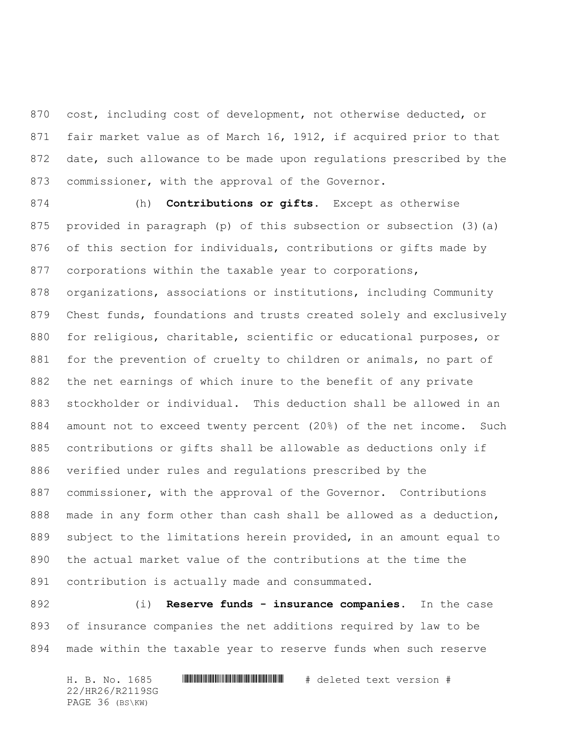cost, including cost of development, not otherwise deducted, or fair market value as of March 16, 1912, if acquired prior to that date, such allowance to be made upon regulations prescribed by the commissioner, with the approval of the Governor.

(h) **Contributions or gifts**. Except as otherwise provided in paragraph (p) of this subsection or subsection (3)(a) of this section for individuals, contributions or gifts made by corporations within the taxable year to corporations, organizations, associations or institutions, including Community Chest funds, foundations and trusts created solely and exclusively for religious, charitable, scientific or educational purposes, or for the prevention of cruelty to children or animals, no part of the net earnings of which inure to the benefit of any private stockholder or individual. This deduction shall be allowed in an amount not to exceed twenty percent (20%) of the net income. Such contributions or gifts shall be allowable as deductions only if verified under rules and regulations prescribed by the commissioner, with the approval of the Governor. Contributions made in any form other than cash shall be allowed as a deduction, subject to the limitations herein provided, in an amount equal to the actual market value of the contributions at the time the contribution is actually made and consummated.

(i) **Reserve funds - insurance companies**. In the case of insurance companies the net additions required by law to be made within the taxable year to reserve funds when such reserve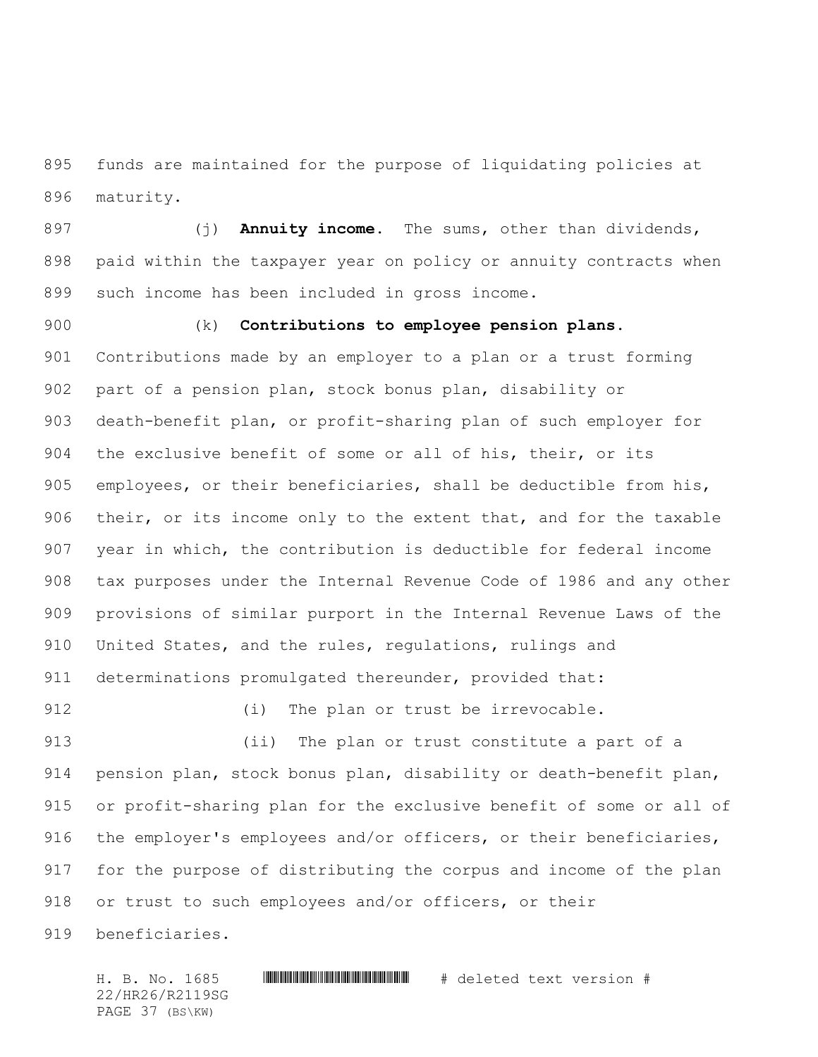funds are maintained for the purpose of liquidating policies at maturity.

(j) **Annuity income.** The sums, other than dividends, paid within the taxpayer year on policy or annuity contracts when such income has been included in gross income.

(k) **Contributions to employee pension plans.** Contributions made by an employer to a plan or a trust forming part of a pension plan, stock bonus plan, disability or death-benefit plan, or profit-sharing plan of such employer for the exclusive benefit of some or all of his, their, or its employees, or their beneficiaries, shall be deductible from his, their, or its income only to the extent that, and for the taxable year in which, the contribution is deductible for federal income tax purposes under the Internal Revenue Code of 1986 and any other provisions of similar purport in the Internal Revenue Laws of the United States, and the rules, regulations, rulings and determinations promulgated thereunder, provided that:

(i) The plan or trust be irrevocable.

(ii) The plan or trust constitute a part of a pension plan, stock bonus plan, disability or death-benefit plan, or profit-sharing plan for the exclusive benefit of some or all of the employer's employees and/or officers, or their beneficiaries, for the purpose of distributing the corpus and income of the plan or trust to such employees and/or officers, or their beneficiaries.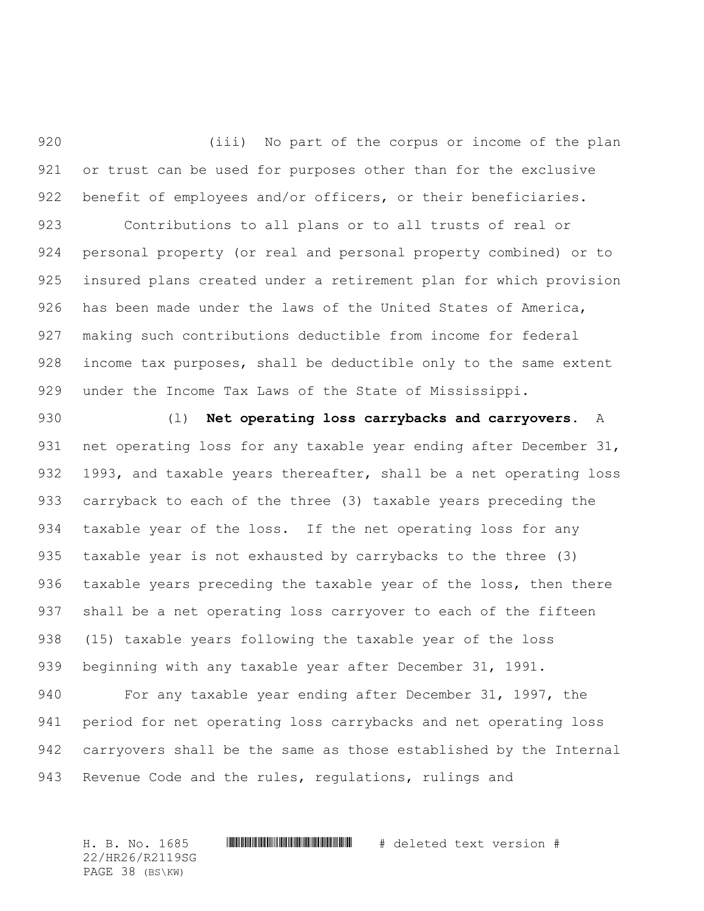(iii) No part of the corpus or income of the plan or trust can be used for purposes other than for the exclusive benefit of employees and/or officers, or their beneficiaries.

Contributions to all plans or to all trusts of real or personal property (or real and personal property combined) or to insured plans created under a retirement plan for which provision has been made under the laws of the United States of America, making such contributions deductible from income for federal income tax purposes, shall be deductible only to the same extent under the Income Tax Laws of the State of Mississippi.

(l) **Net operating loss carrybacks and carryovers.** A net operating loss for any taxable year ending after December 31, 1993, and taxable years thereafter, shall be a net operating loss carryback to each of the three (3) taxable years preceding the taxable year of the loss. If the net operating loss for any taxable year is not exhausted by carrybacks to the three (3) taxable years preceding the taxable year of the loss, then there shall be a net operating loss carryover to each of the fifteen (15) taxable years following the taxable year of the loss beginning with any taxable year after December 31, 1991.

For any taxable year ending after December 31, 1997, the period for net operating loss carrybacks and net operating loss carryovers shall be the same as those established by the Internal Revenue Code and the rules, regulations, rulings and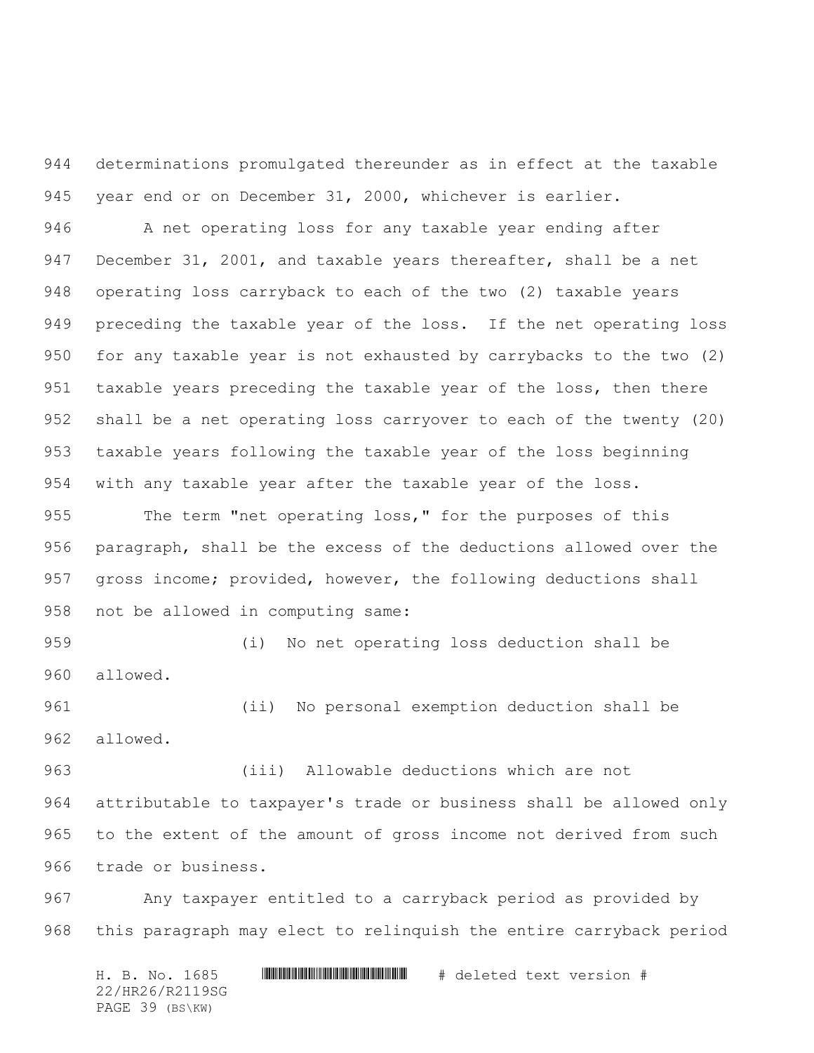determinations promulgated thereunder as in effect at the taxable year end or on December 31, 2000, whichever is earlier.

A net operating loss for any taxable year ending after December 31, 2001, and taxable years thereafter, shall be a net operating loss carryback to each of the two (2) taxable years preceding the taxable year of the loss. If the net operating loss for any taxable year is not exhausted by carrybacks to the two (2) taxable years preceding the taxable year of the loss, then there shall be a net operating loss carryover to each of the twenty (20) taxable years following the taxable year of the loss beginning with any taxable year after the taxable year of the loss.

The term "net operating loss," for the purposes of this paragraph, shall be the excess of the deductions allowed over the gross income; provided, however, the following deductions shall not be allowed in computing same:

(i) No net operating loss deduction shall be allowed.

(ii) No personal exemption deduction shall be allowed.

(iii) Allowable deductions which are not attributable to taxpayer's trade or business shall be allowed only to the extent of the amount of gross income not derived from such trade or business.

Any taxpayer entitled to a carryback period as provided by this paragraph may elect to relinquish the entire carryback period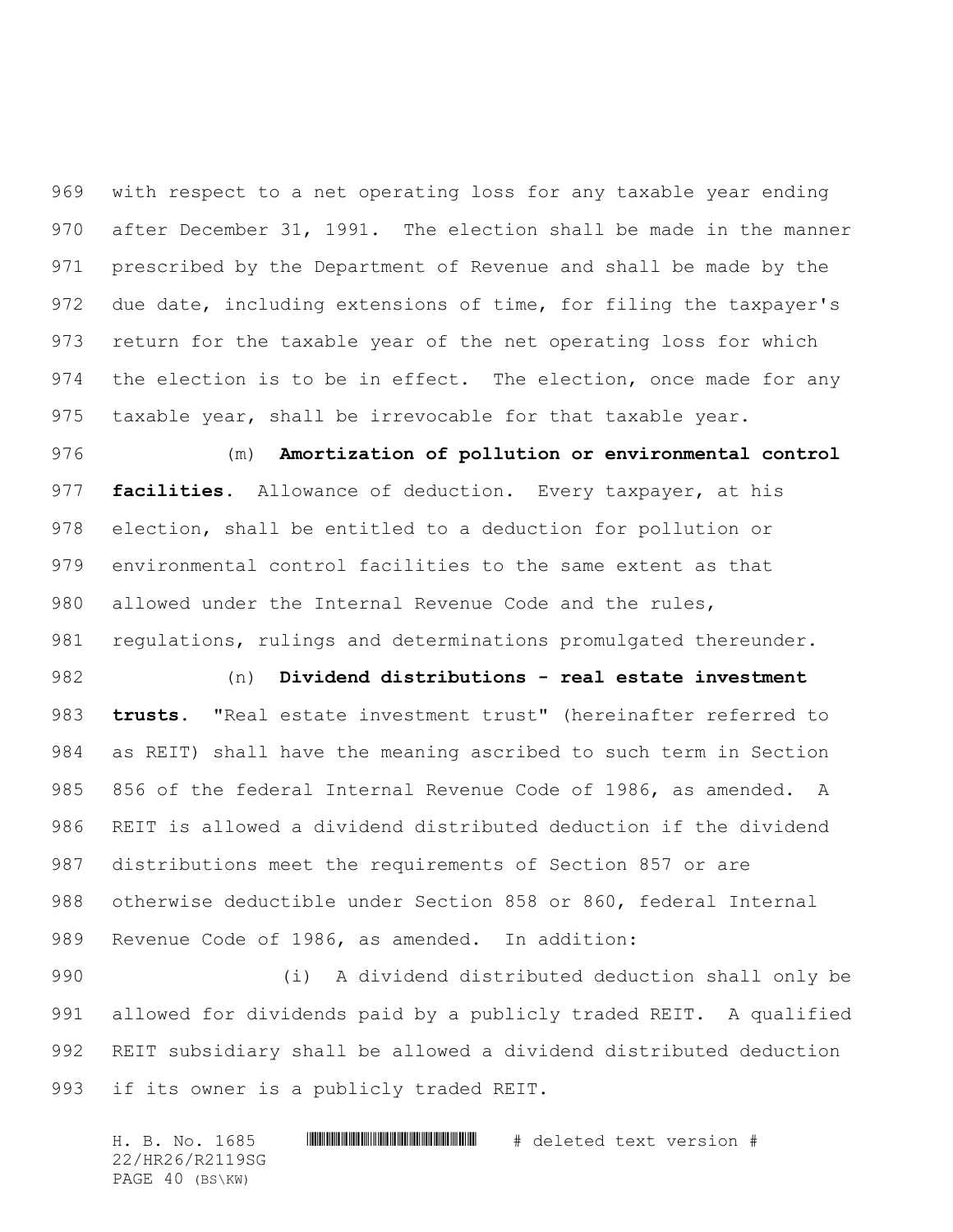with respect to a net operating loss for any taxable year ending after December 31, 1991. The election shall be made in the manner prescribed by the Department of Revenue and shall be made by the due date, including extensions of time, for filing the taxpayer's return for the taxable year of the net operating loss for which the election is to be in effect. The election, once made for any taxable year, shall be irrevocable for that taxable year.

(m) **Amortization of pollution or environmental control facilities.** Allowance of deduction. Every taxpayer, at his election, shall be entitled to a deduction for pollution or environmental control facilities to the same extent as that allowed under the Internal Revenue Code and the rules, regulations, rulings and determinations promulgated thereunder.

(n) **Dividend distributions - real estate investment trusts.** "Real estate investment trust" (hereinafter referred to as REIT) shall have the meaning ascribed to such term in Section 856 of the federal Internal Revenue Code of 1986, as amended. A REIT is allowed a dividend distributed deduction if the dividend distributions meet the requirements of Section 857 or are otherwise deductible under Section 858 or 860, federal Internal Revenue Code of 1986, as amended. In addition:

(i) A dividend distributed deduction shall only be allowed for dividends paid by a publicly traded REIT. A qualified REIT subsidiary shall be allowed a dividend distributed deduction if its owner is a publicly traded REIT.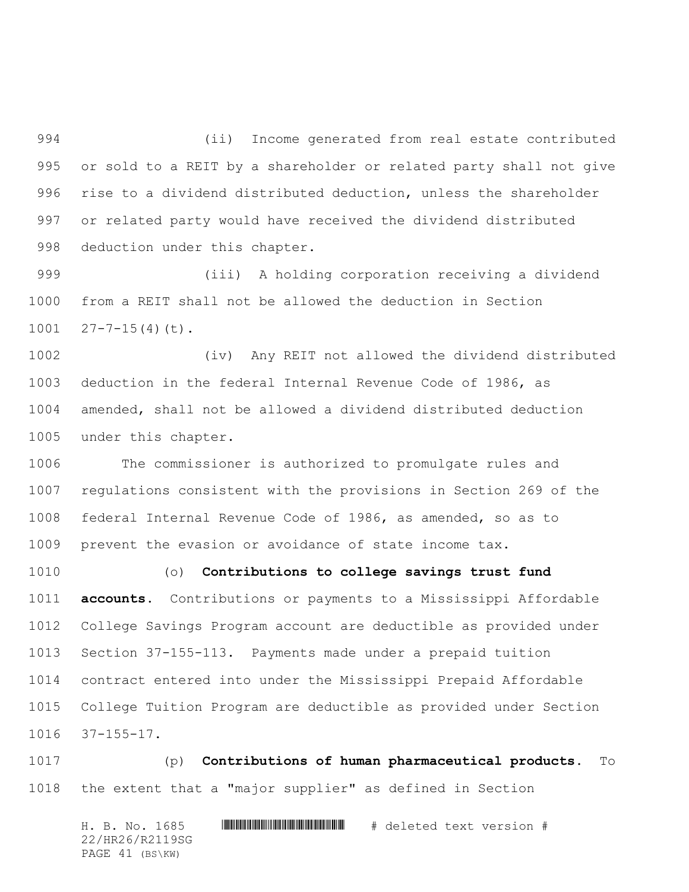(ii) Income generated from real estate contributed or sold to a REIT by a shareholder or related party shall not give rise to a dividend distributed deduction, unless the shareholder or related party would have received the dividend distributed deduction under this chapter.

(iii) A holding corporation receiving a dividend from a REIT shall not be allowed the deduction in Section 27-7-15(4)(t).

(iv) Any REIT not allowed the dividend distributed deduction in the federal Internal Revenue Code of 1986, as amended, shall not be allowed a dividend distributed deduction under this chapter.

The commissioner is authorized to promulgate rules and regulations consistent with the provisions in Section 269 of the federal Internal Revenue Code of 1986, as amended, so as to prevent the evasion or avoidance of state income tax.

(o) **Contributions to college savings trust fund accounts.** Contributions or payments to a Mississippi Affordable College Savings Program account are deductible as provided under Section 37-155-113. Payments made under a prepaid tuition contract entered into under the Mississippi Prepaid Affordable College Tuition Program are deductible as provided under Section 37-155-17.

(p) **Contributions of human pharmaceutical products.** To the extent that a "major supplier" as defined in Section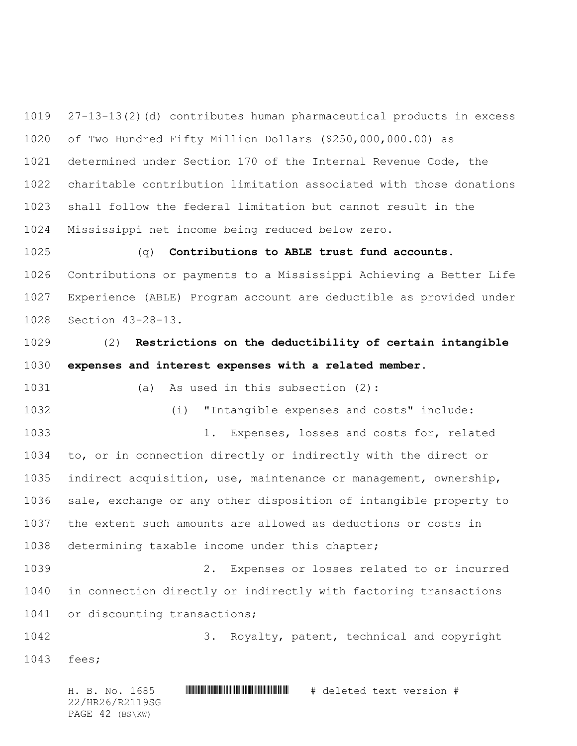27-13-13(2)(d) contributes human pharmaceutical products in excess of Two Hundred Fifty Million Dollars ($250,000,000.00) as determined under Section 170 of the Internal Revenue Code, the charitable contribution limitation associated with those donations shall follow the federal limitation but cannot result in the Mississippi net income being reduced below zero.

(q) **Contributions to ABLE trust fund accounts.** Contributions or payments to a Mississippi Achieving a Better Life Experience (ABLE) Program account are deductible as provided under Section 43-28-13.

(2) **Restrictions on the deductibility of certain intangible expenses and interest expenses with a related member.**

(a) As used in this subsection (2):

(i) "Intangible expenses and costs" include:

1. Expenses, losses and costs for, related to, or in connection directly or indirectly with the direct or indirect acquisition, use, maintenance or management, ownership, sale, exchange or any other disposition of intangible property to the extent such amounts are allowed as deductions or costs in determining taxable income under this chapter;

2. Expenses or losses related to or incurred in connection directly or indirectly with factoring transactions or discounting transactions;

3. Royalty, patent, technical and copyright fees;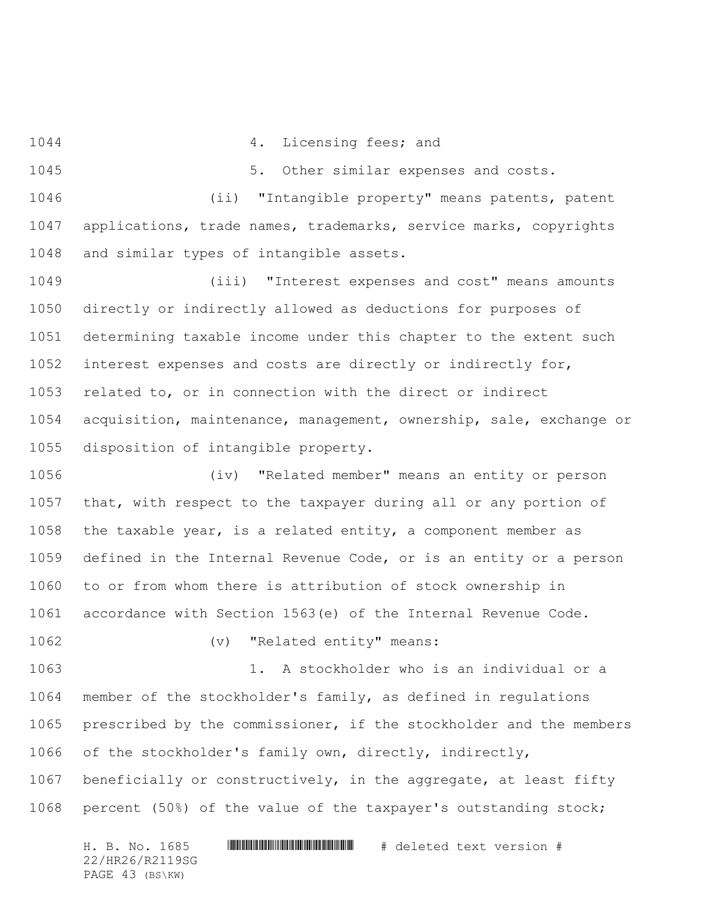4. Licensing fees; and

5. Other similar expenses and costs.

(ii) "Intangible property" means patents, patent applications, trade names, trademarks, service marks, copyrights and similar types of intangible assets.

(iii) "Interest expenses and cost" means amounts directly or indirectly allowed as deductions for purposes of determining taxable income under this chapter to the extent such interest expenses and costs are directly or indirectly for, related to, or in connection with the direct or indirect acquisition, maintenance, management, ownership, sale, exchange or disposition of intangible property.

(iv) "Related member" means an entity or person that, with respect to the taxpayer during all or any portion of the taxable year, is a related entity, a component member as defined in the Internal Revenue Code, or is an entity or a person to or from whom there is attribution of stock ownership in accordance with Section 1563(e) of the Internal Revenue Code.

(v) "Related entity" means:

1. A stockholder who is an individual or a member of the stockholder's family, as defined in regulations prescribed by the commissioner, if the stockholder and the members of the stockholder's family own, directly, indirectly, beneficially or constructively, in the aggregate, at least fifty percent (50%) of the value of the taxpayer's outstanding stock;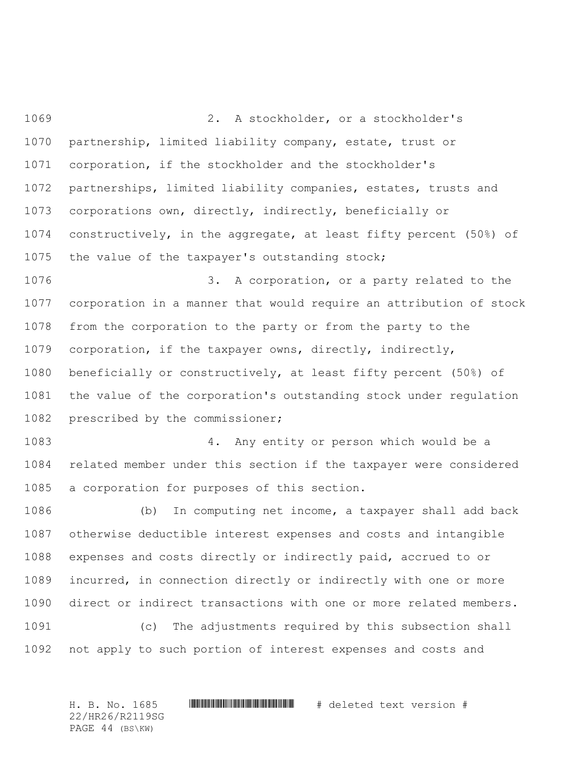2. A stockholder, or a stockholder's partnership, limited liability company, estate, trust or corporation, if the stockholder and the stockholder's partnerships, limited liability companies, estates, trusts and corporations own, directly, indirectly, beneficially or constructively, in the aggregate, at least fifty percent (50%) of the value of the taxpayer's outstanding stock;

3. A corporation, or a party related to the corporation in a manner that would require an attribution of stock from the corporation to the party or from the party to the corporation, if the taxpayer owns, directly, indirectly, beneficially or constructively, at least fifty percent (50%) of the value of the corporation's outstanding stock under regulation prescribed by the commissioner;

4. Any entity or person which would be a related member under this section if the taxpayer were considered a corporation for purposes of this section.

(b) In computing net income, a taxpayer shall add back otherwise deductible interest expenses and costs and intangible expenses and costs directly or indirectly paid, accrued to or incurred, in connection directly or indirectly with one or more direct or indirect transactions with one or more related members.

(c) The adjustments required by this subsection shall not apply to such portion of interest expenses and costs and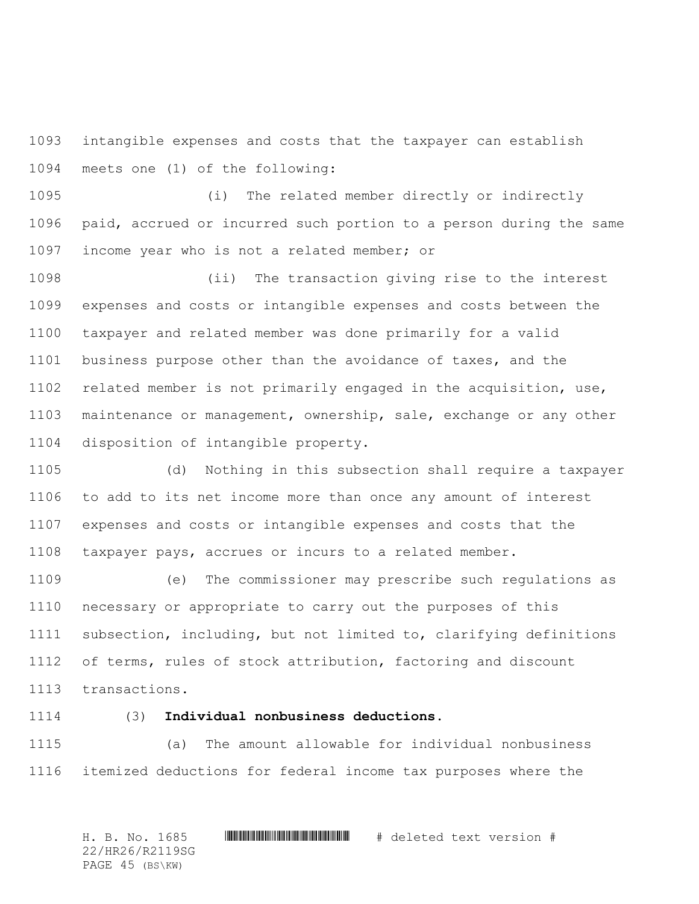intangible expenses and costs that the taxpayer can establish meets one (1) of the following:

(i) The related member directly or indirectly paid, accrued or incurred such portion to a person during the same income year who is not a related member; or

(ii) The transaction giving rise to the interest expenses and costs or intangible expenses and costs between the taxpayer and related member was done primarily for a valid business purpose other than the avoidance of taxes, and the related member is not primarily engaged in the acquisition, use, maintenance or management, ownership, sale, exchange or any other disposition of intangible property.

(d) Nothing in this subsection shall require a taxpayer to add to its net income more than once any amount of interest expenses and costs or intangible expenses and costs that the taxpayer pays, accrues or incurs to a related member.

(e) The commissioner may prescribe such regulations as necessary or appropriate to carry out the purposes of this subsection, including, but not limited to, clarifying definitions of terms, rules of stock attribution, factoring and discount transactions.

(3) **Individual nonbusiness deductions.**

(a) The amount allowable for individual nonbusiness itemized deductions for federal income tax purposes where the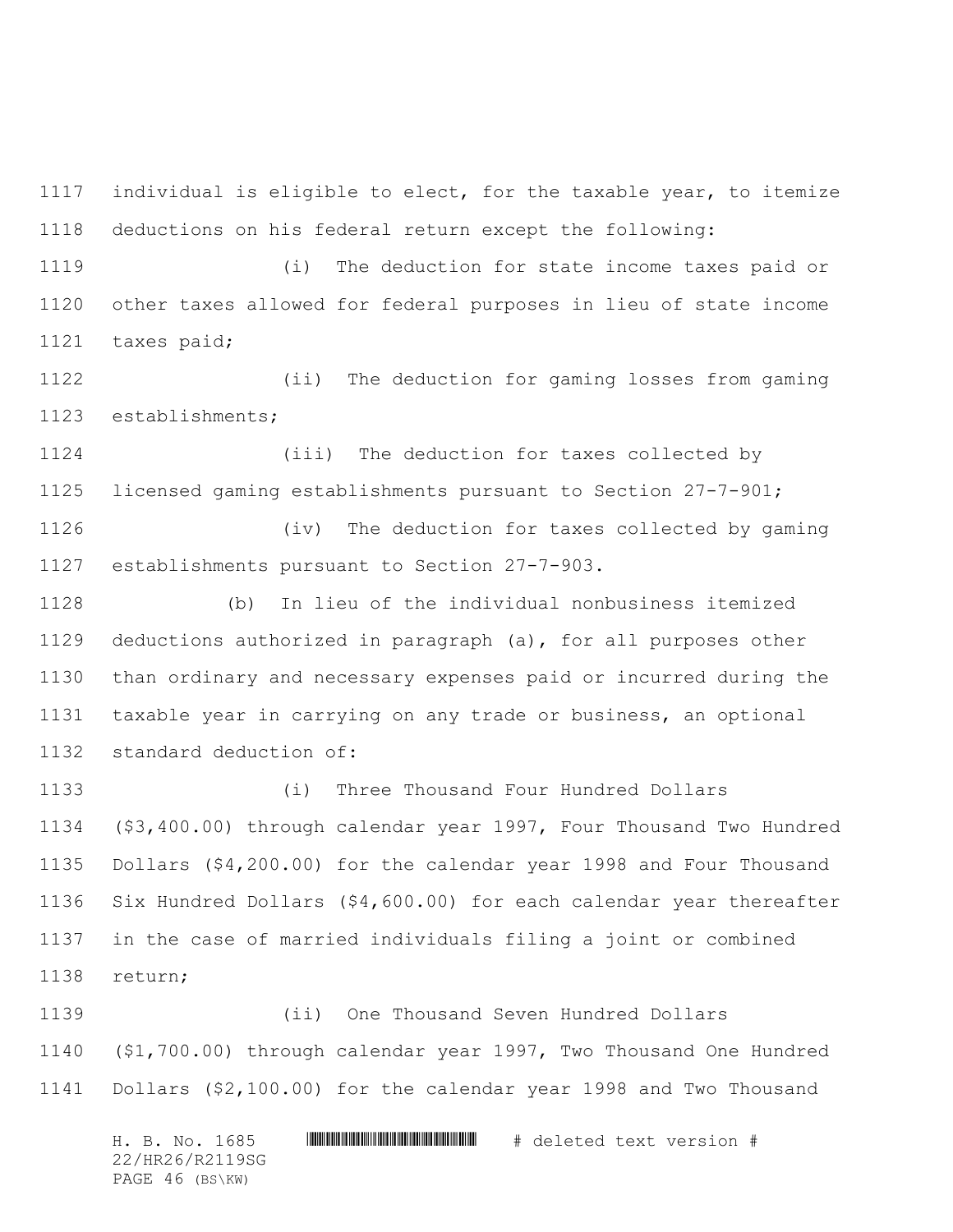individual is eligible to elect, for the taxable year, to itemize deductions on his federal return except the following:

(i) The deduction for state income taxes paid or other taxes allowed for federal purposes in lieu of state income taxes paid;

(ii) The deduction for gaming losses from gaming establishments;

(iii) The deduction for taxes collected by licensed gaming establishments pursuant to Section 27-7-901;

(iv) The deduction for taxes collected by gaming establishments pursuant to Section 27-7-903.

(b) In lieu of the individual nonbusiness itemized deductions authorized in paragraph (a), for all purposes other than ordinary and necessary expenses paid or incurred during the taxable year in carrying on any trade or business, an optional standard deduction of:

(i) Three Thousand Four Hundred Dollars ($3,400.00) through calendar year 1997, Four Thousand Two Hundred Dollars ($4,200.00) for the calendar year 1998 and Four Thousand Six Hundred Dollars ($4,600.00) for each calendar year thereafter in the case of married individuals filing a joint or combined return;

(ii) One Thousand Seven Hundred Dollars ($1,700.00) through calendar year 1997, Two Thousand One Hundred Dollars ($2,100.00) for the calendar year 1998 and Two Thousand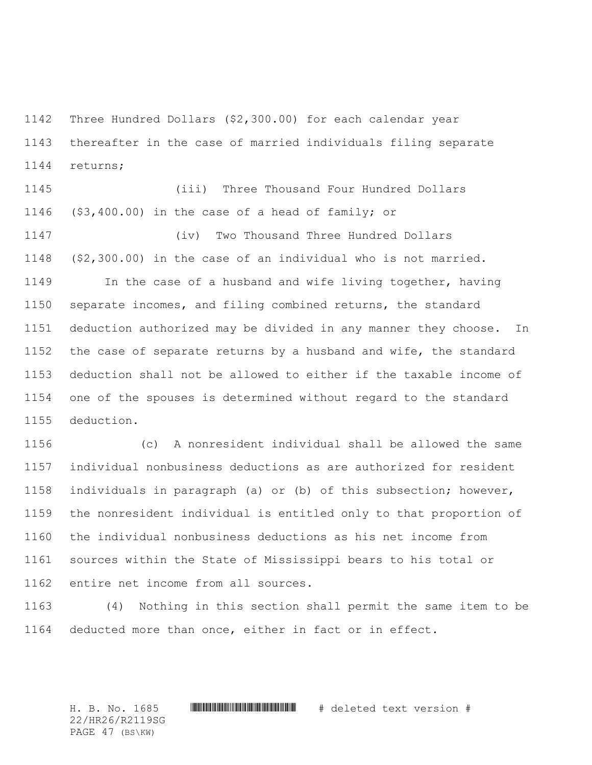Three Hundred Dollars ($2,300.00) for each calendar year thereafter in the case of married individuals filing separate returns;

(iii) Three Thousand Four Hundred Dollars ($3,400.00) in the case of a head of family; or

(iv) Two Thousand Three Hundred Dollars ($2,300.00) in the case of an individual who is not married.

In the case of a husband and wife living together, having separate incomes, and filing combined returns, the standard deduction authorized may be divided in any manner they choose. In the case of separate returns by a husband and wife, the standard deduction shall not be allowed to either if the taxable income of one of the spouses is determined without regard to the standard deduction.

(c) A nonresident individual shall be allowed the same individual nonbusiness deductions as are authorized for resident individuals in paragraph (a) or (b) of this subsection; however, the nonresident individual is entitled only to that proportion of the individual nonbusiness deductions as his net income from sources within the State of Mississippi bears to his total or entire net income from all sources.

(4) Nothing in this section shall permit the same item to be deducted more than once, either in fact or in effect.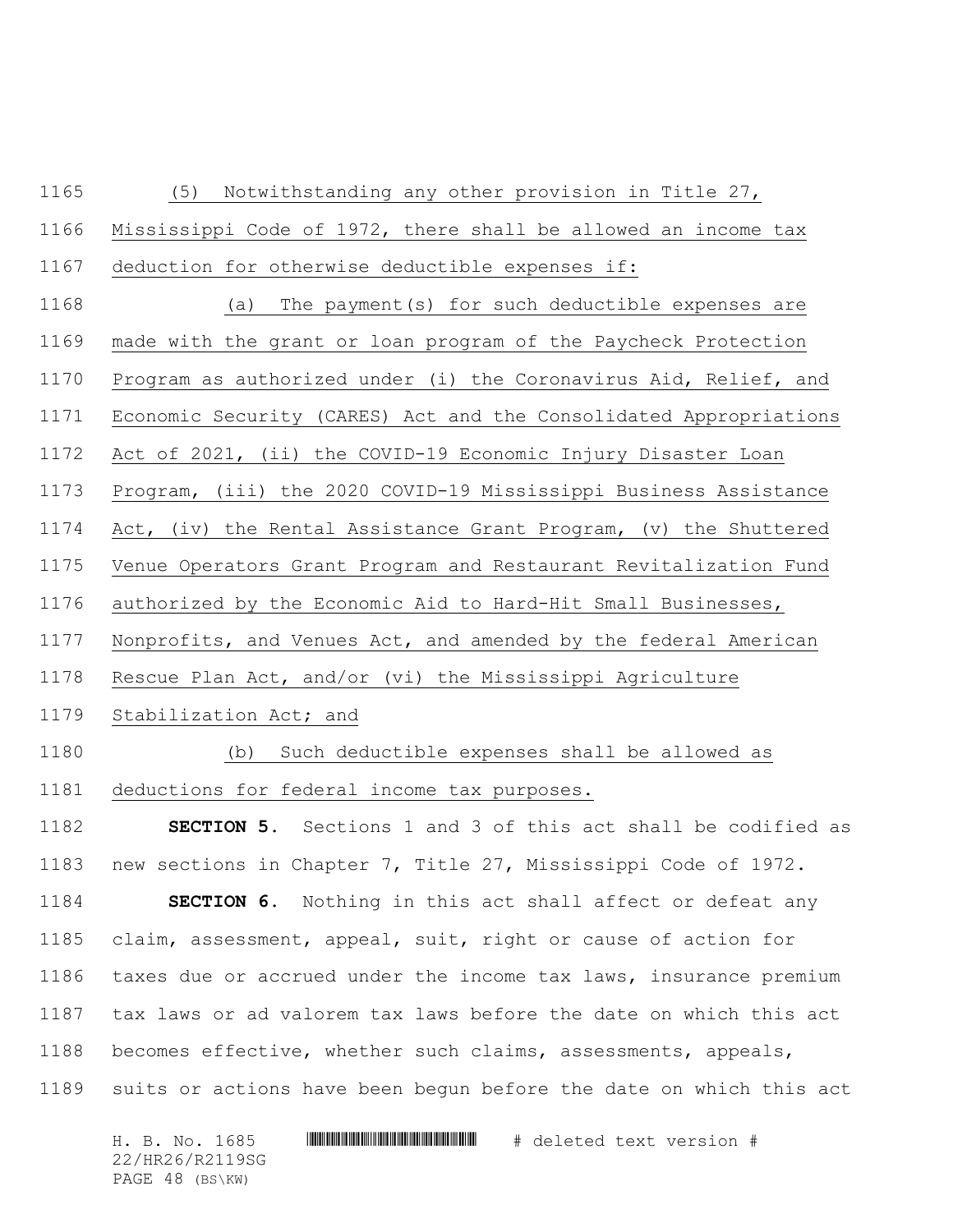(5) Notwithstanding any other provision in Title 27, Mississippi Code of 1972, there shall be allowed an income tax deduction for otherwise deductible expenses if:

(a) The payment(s) for such deductible expenses are made with the grant or loan program of the Paycheck Protection Program as authorized under (i) the Coronavirus Aid, Relief, and Economic Security (CARES) Act and the Consolidated Appropriations Act of 2021, (ii) the COVID-19 Economic Injury Disaster Loan Program, (iii) the 2020 COVID-19 Mississippi Business Assistance Act, (iv) the Rental Assistance Grant Program, (v) the Shuttered Venue Operators Grant Program and Restaurant Revitalization Fund authorized by the Economic Aid to Hard-Hit Small Businesses, Nonprofits, and Venues Act, and amended by the federal American Rescue Plan Act, and/or (vi) the Mississippi Agriculture Stabilization Act; and

(b) Such deductible expenses shall be allowed as deductions for federal income tax purposes.

**SECTION 5.** Sections 1 and 3 of this act shall be codified as new sections in Chapter 7, Title 27, Mississippi Code of 1972.

**SECTION 6.** Nothing in this act shall affect or defeat any claim, assessment, appeal, suit, right or cause of action for taxes due or accrued under the income tax laws, insurance premium tax laws or ad valorem tax laws before the date on which this act becomes effective, whether such claims, assessments, appeals, suits or actions have been begun before the date on which this act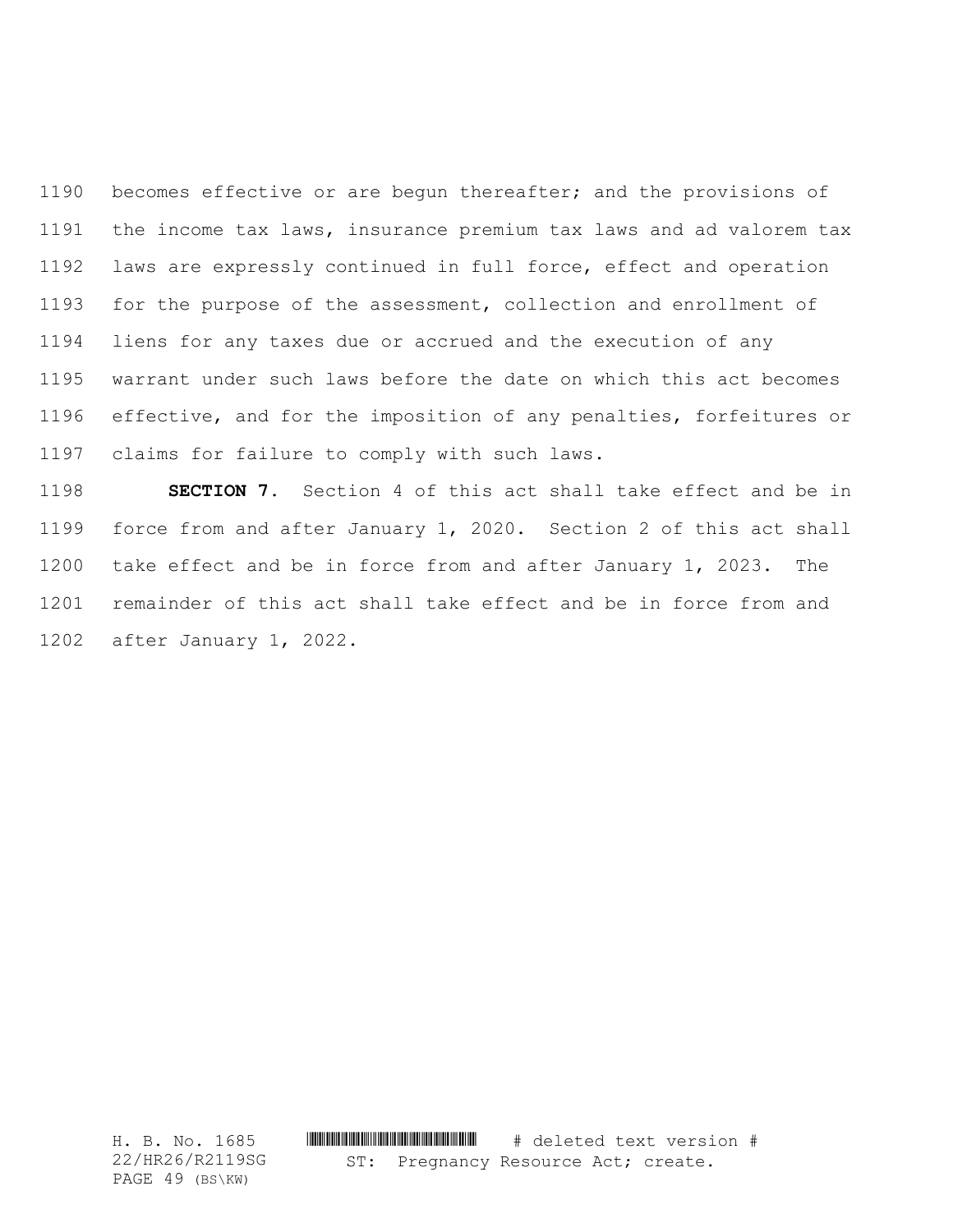becomes effective or are begun thereafter; and the provisions of the income tax laws, insurance premium tax laws and ad valorem tax laws are expressly continued in full force, effect and operation for the purpose of the assessment, collection and enrollment of liens for any taxes due or accrued and the execution of any warrant under such laws before the date on which this act becomes effective, and for the imposition of any penalties, forfeitures or claims for failure to comply with such laws.

**SECTION 7.** Section 4 of this act shall take effect and be in force from and after January 1, 2020. Section 2 of this act shall take effect and be in force from and after January 1, 2023. The remainder of this act shall take effect and be in force from and after January 1, 2022.